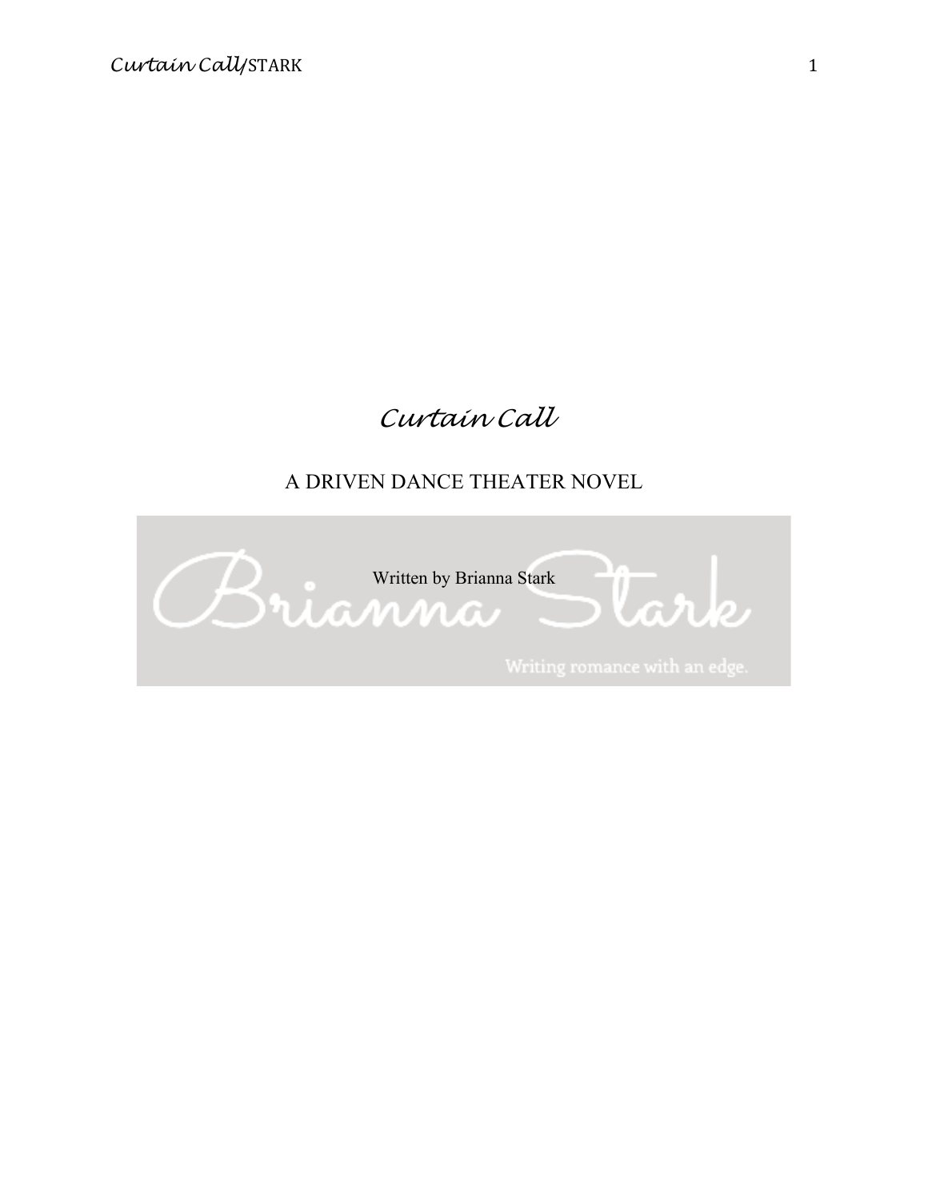# *Curtain Call*

A DRIVEN DANCE THEATER NOVEL

Written by Brianna Stark

Brianna Stark

Writing romance with an edge.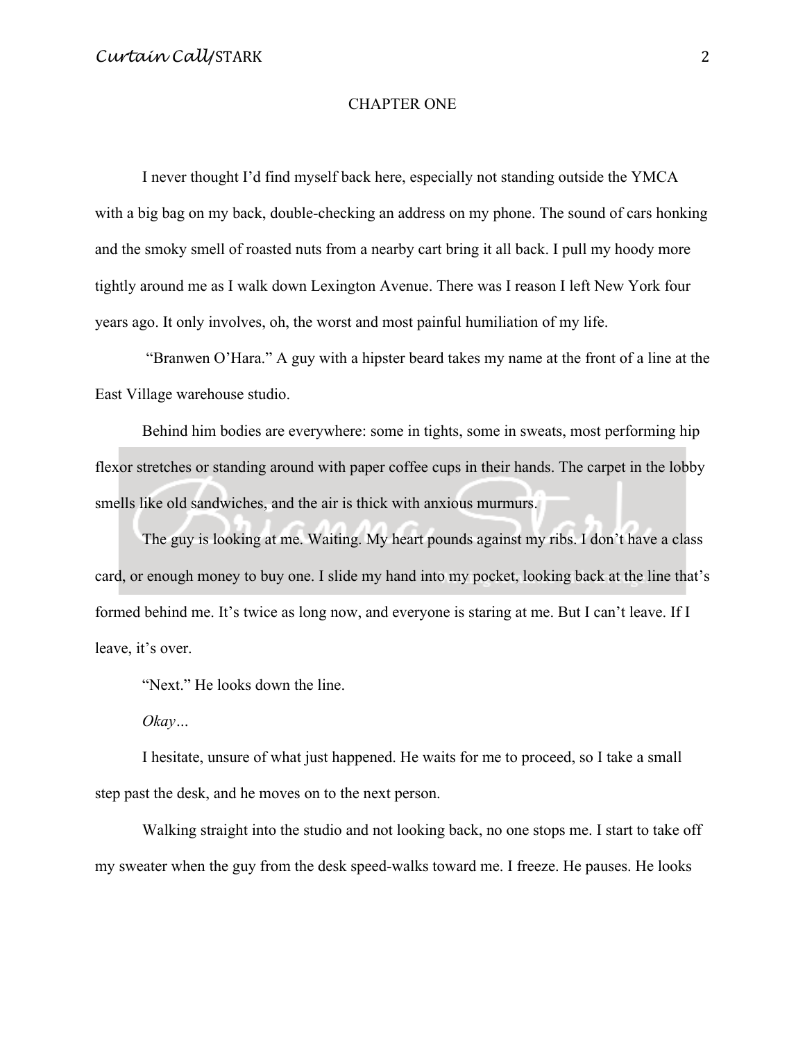# CHAPTER ONE

I never thought I'd find myself back here, especially not standing outside the YMCA with a big bag on my back, double-checking an address on my phone. The sound of cars honking and the smoky smell of roasted nuts from a nearby cart bring it all back. I pull my hoody more tightly around me as I walk down Lexington Avenue. There was I reason I left New York four years ago. It only involves, oh, the worst and most painful humiliation of my life.

"Branwen O'Hara." A guy with a hipster beard takes my name at the front of a line at the East Village warehouse studio.

Behind him bodies are everywhere: some in tights, some in sweats, most performing hip flexor stretches or standing around with paper coffee cups in their hands. The carpet in the lobby smells like old sandwiches, and the air is thick with anxious murmurs.

The guy is looking at me. Waiting. My heart pounds against my ribs. I don't have a class card, or enough money to buy one. I slide my hand into my pocket, looking back at the line that's formed behind me. It's twice as long now, and everyone is staring at me. But I can't leave. If I leave, it's over.

"Next." He looks down the line.

*Okay…*

I hesitate, unsure of what just happened. He waits for me to proceed, so I take a small step past the desk, and he moves on to the next person.

Walking straight into the studio and not looking back, no one stops me. I start to take off my sweater when the guy from the desk speed-walks toward me. I freeze. He pauses. He looks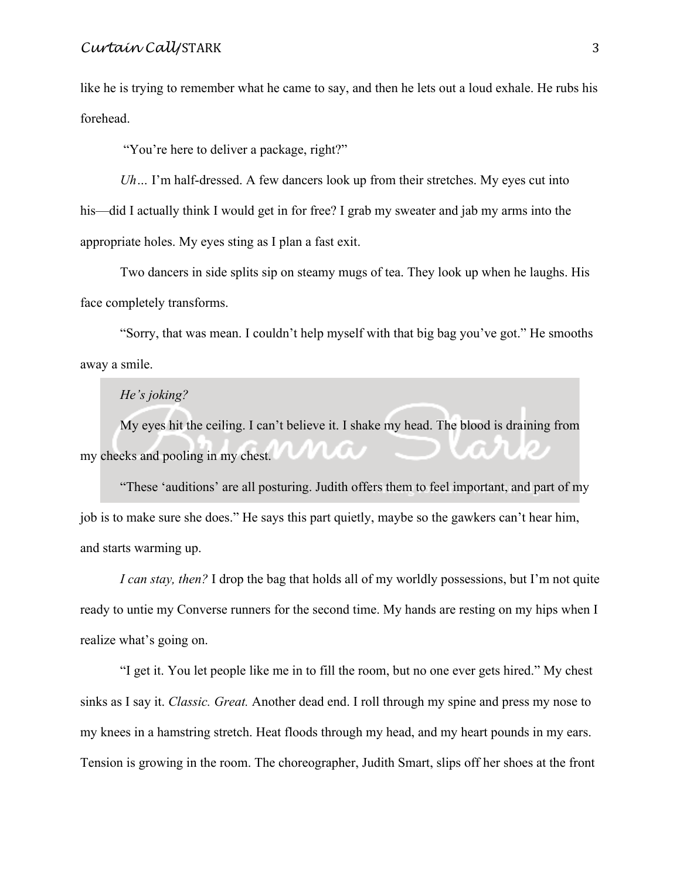like he is trying to remember what he came to say, and then he lets out a loud exhale. He rubs his forehead.

"You're here to deliver a package, right?"

*Uh…* I'm half-dressed. A few dancers look up from their stretches. My eyes cut into his—did I actually think I would get in for free? I grab my sweater and jab my arms into the appropriate holes. My eyes sting as I plan a fast exit.

Two dancers in side splits sip on steamy mugs of tea. They look up when he laughs. His face completely transforms.

"Sorry, that was mean. I couldn't help myself with that big bag you've got." He smooths away a smile.

*He's joking?*

My eyes hit the ceiling. I can't believe it. I shake my head. The blood is draining from my cheeks and pooling in my chest.

"These 'auditions' are all posturing. Judith offers them to feel important, and part of my job is to make sure she does." He says this part quietly, maybe so the gawkers can't hear him, and starts warming up.

*I can stay, then?* I drop the bag that holds all of my worldly possessions, but I'm not quite ready to untie my Converse runners for the second time. My hands are resting on my hips when I realize what's going on.

"I get it. You let people like me in to fill the room, but no one ever gets hired." My chest sinks as I say it. *Classic. Great.* Another dead end. I roll through my spine and press my nose to my knees in a hamstring stretch. Heat floods through my head, and my heart pounds in my ears. Tension is growing in the room. The choreographer, Judith Smart, slips off her shoes at the front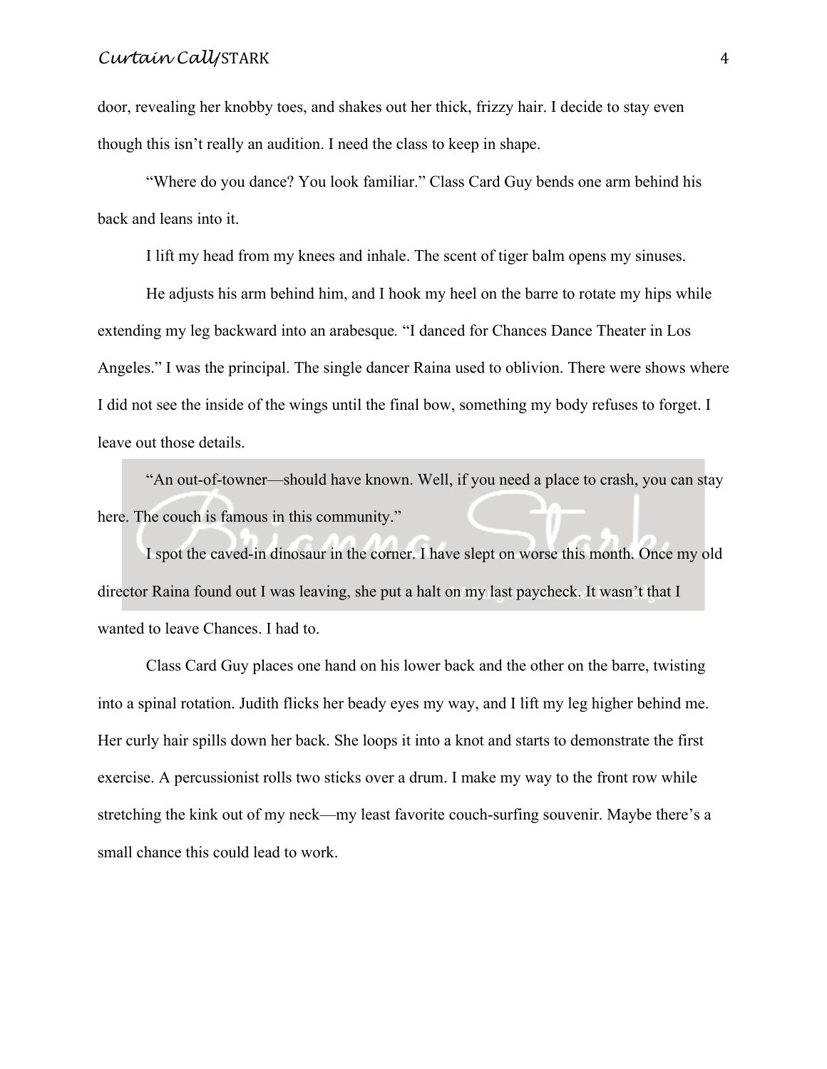door, revealing her knobby toes, and shakes out her thick, frizzy hair. I decide to stay even though this isn't really an audition. I need the class to keep in shape.

"Where do you dance? You look familiar." Class Card Guy bends one arm behind his back and leans into it.

I lift my head from my knees and inhale. The scent of tiger balm opens my sinuses.

He adjusts his arm behind him, and I hook my heel on the barre to rotate my hips while extending my leg backward into an arabesque. "I danced for Chances Dance Theater in Los Angeles." I was the principal. The single dancer Raina used to oblivion. There were shows where I did not see the inside of the wings until the final bow, something my body refuses to forget. I leave out those details.

"An out-of-towner—should have known. Well, if you need a place to crash, you can stay here. The couch is famous in this community."

I spot the caved-in dinosaur in the corner. I have slept on worse this month. Once my old director Raina found out I was leaving, she put a halt on my last paycheck. It wasn't that I wanted to leave Chances. I had to.

Class Card Guy places one hand on his lower back and the other on the barre, twisting into a spinal rotation. Judith flicks her beady eyes my way, and I lift my leg higher behind me. Her curly hair spills down her back. She loops it into a knot and starts to demonstrate the first exercise. A percussionist rolls two sticks over a drum. I make my way to the front row while stretching the kink out of my neck—my least favorite couch-surfing souvenir. Maybe there's a small chance this could lead to work.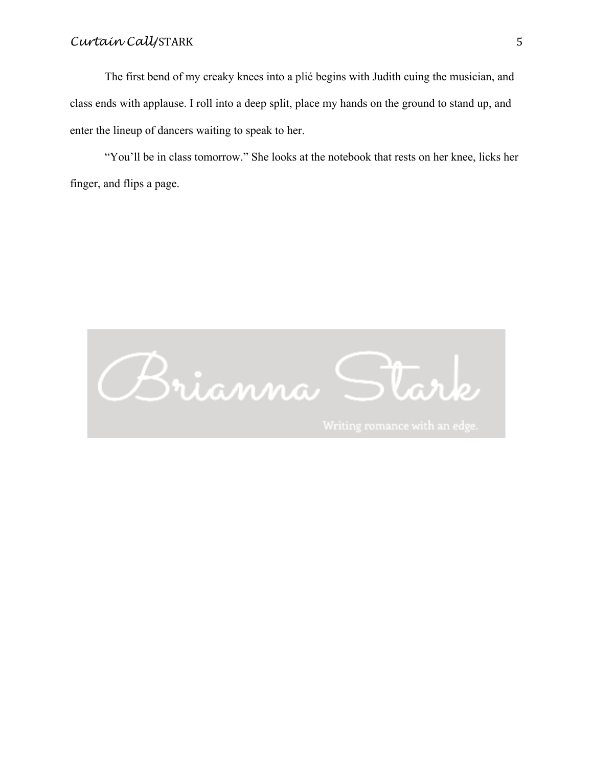The first bend of my creaky knees into a plié begins with Judith cuing the musician, and class ends with applause. I roll into a deep split, place my hands on the ground to stand up, and enter the lineup of dancers waiting to speak to her.

"You'll be in class tomorrow." She looks at the notebook that rests on her knee, licks her finger, and flips a page.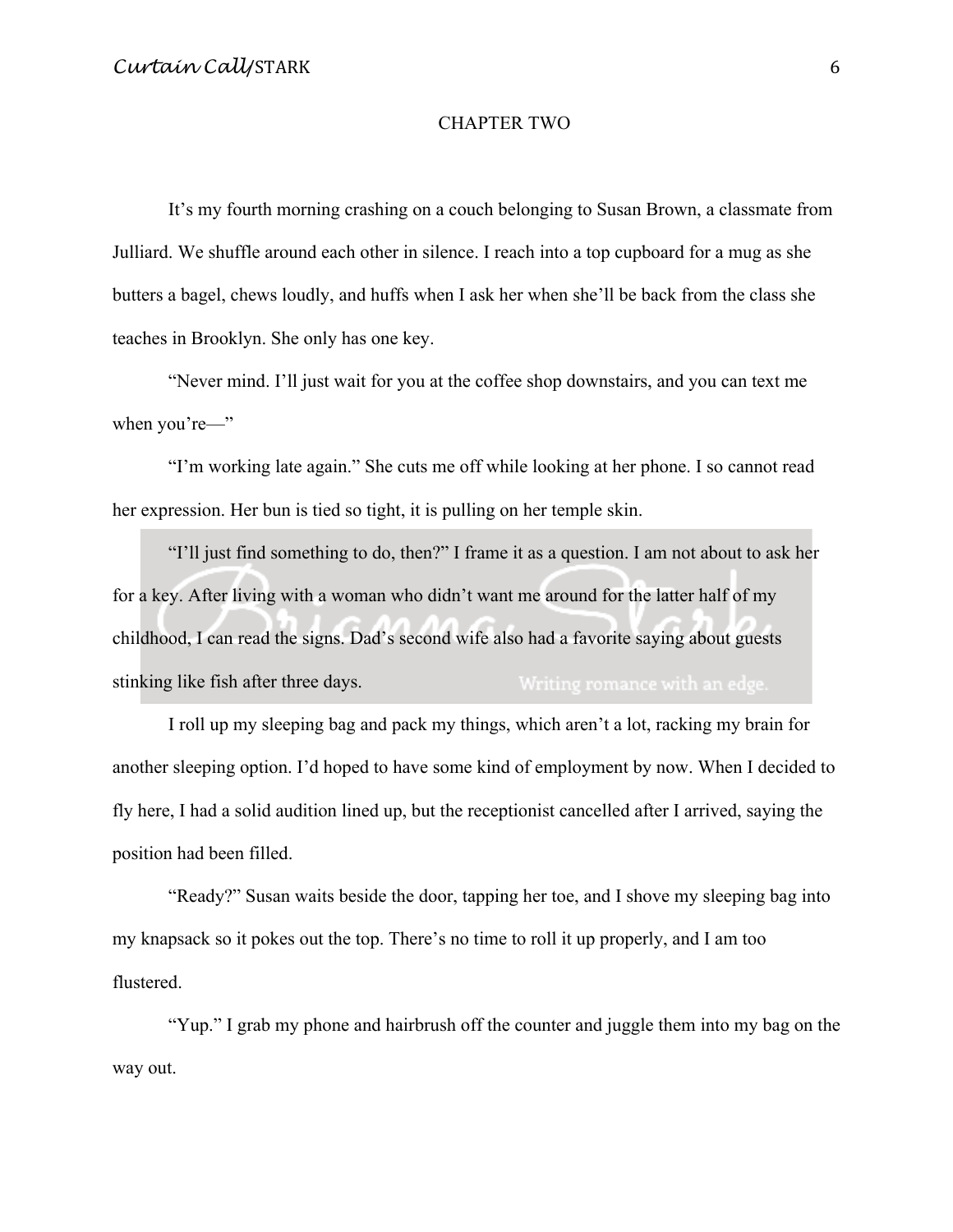## CHAPTER TWO

It's my fourth morning crashing on a couch belonging to Susan Brown, a classmate from Julliard. We shuffle around each other in silence. I reach into a top cupboard for a mug as she butters a bagel, chews loudly, and huffs when I ask her when she'll be back from the class she teaches in Brooklyn. She only has one key.

"Never mind. I'll just wait for you at the coffee shop downstairs, and you can text me when you're—"

"I'm working late again." She cuts me off while looking at her phone. I so cannot read her expression. Her bun is tied so tight, it is pulling on her temple skin.

"I'll just find something to do, then?" I frame it as a question. I am not about to ask her for a key. After living with a woman who didn't want me around for the latter half of my childhood, I can read the signs. Dad's second wife also had a favorite saying about guests stinking like fish after three days.

I roll up my sleeping bag and pack my things, which aren't a lot, racking my brain for another sleeping option. I'd hoped to have some kind of employment by now. When I decided to fly here, I had a solid audition lined up, but the receptionist cancelled after I arrived, saying the position had been filled.

"Ready?" Susan waits beside the door, tapping her toe, and I shove my sleeping bag into my knapsack so it pokes out the top. There's no time to roll it up properly, and I am too flustered.

"Yup." I grab my phone and hairbrush off the counter and juggle them into my bag on the way out.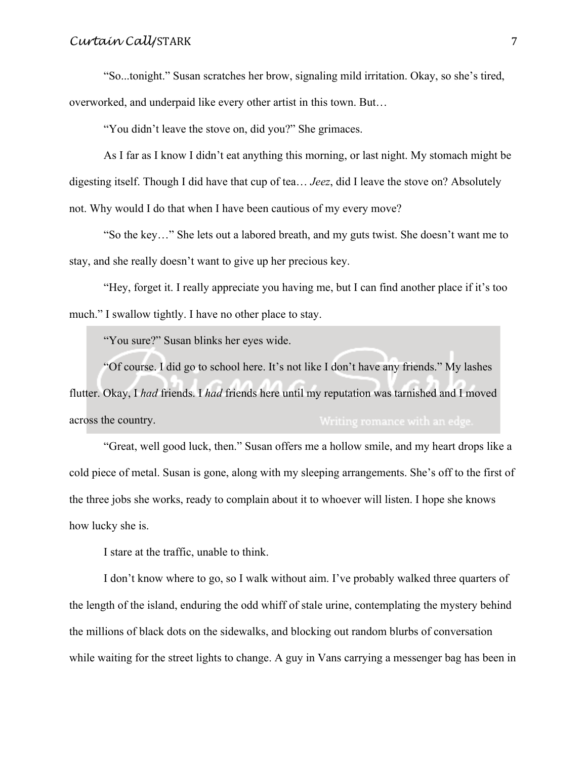"So...tonight." Susan scratches her brow, signaling mild irritation. Okay, so she's tired, overworked, and underpaid like every other artist in this town. But…

"You didn't leave the stove on, did you?" She grimaces.

As I far as I know I didn't eat anything this morning, or last night. My stomach might be digesting itself. Though I did have that cup of tea… *Jeez*, did I leave the stove on? Absolutely not. Why would I do that when I have been cautious of my every move?

"So the key…" She lets out a labored breath, and my guts twist. She doesn't want me to stay, and she really doesn't want to give up her precious key.

"Hey, forget it. I really appreciate you having me, but I can find another place if it's too much." I swallow tightly. I have no other place to stay.

"You sure?" Susan blinks her eyes wide.

"Of course. I did go to school here. It's not like I don't have any friends." My lashes flutter. Okay, I *had* friends. I *had* friends here until my reputation was tarnished and I moved across the country.

"Great, well good luck, then." Susan offers me a hollow smile, and my heart drops like a cold piece of metal. Susan is gone, along with my sleeping arrangements. She's off to the first of the three jobs she works, ready to complain about it to whoever will listen. I hope she knows how lucky she is.

I stare at the traffic, unable to think.

I don't know where to go, so I walk without aim. I've probably walked three quarters of the length of the island, enduring the odd whiff of stale urine, contemplating the mystery behind the millions of black dots on the sidewalks, and blocking out random blurbs of conversation while waiting for the street lights to change. A guy in Vans carrying a messenger bag has been in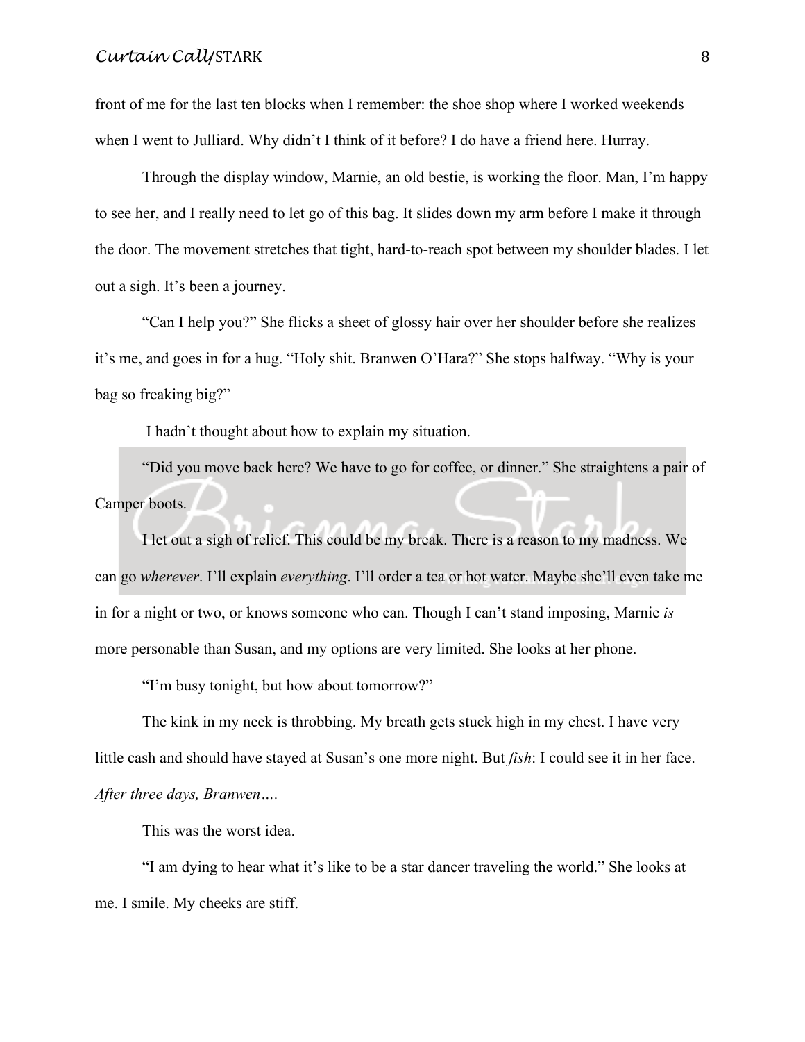front of me for the last ten blocks when I remember: the shoe shop where I worked weekends when I went to Julliard. Why didn't I think of it before? I do have a friend here. Hurray.

Through the display window, Marnie, an old bestie, is working the floor. Man, I'm happy to see her, and I really need to let go of this bag. It slides down my arm before I make it through the door. The movement stretches that tight, hard-to-reach spot between my shoulder blades. I let out a sigh. It's been a journey.

"Can I help you?" She flicks a sheet of glossy hair over her shoulder before she realizes it's me, and goes in for a hug. "Holy shit. Branwen O'Hara?" She stops halfway. "Why is your bag so freaking big?"

I hadn't thought about how to explain my situation.

"Did you move back here? We have to go for coffee, or dinner." She straightens a pair of Camper boots.

I let out a sigh of relief. This could be my break. There is a reason to my madness. We can go *wherever*. I'll explain *everything*. I'll order a tea or hot water. Maybe she'll even take me in for a night or two, or knows someone who can. Though I can't stand imposing, Marnie *is* more personable than Susan, and my options are very limited. She looks at her phone.

"I'm busy tonight, but how about tomorrow?"

The kink in my neck is throbbing. My breath gets stuck high in my chest. I have very little cash and should have stayed at Susan's one more night. But *fish*: I could see it in her face. *After three days, Branwen….*

This was the worst idea.

"I am dying to hear what it's like to be a star dancer traveling the world." She looks at me. I smile. My cheeks are stiff.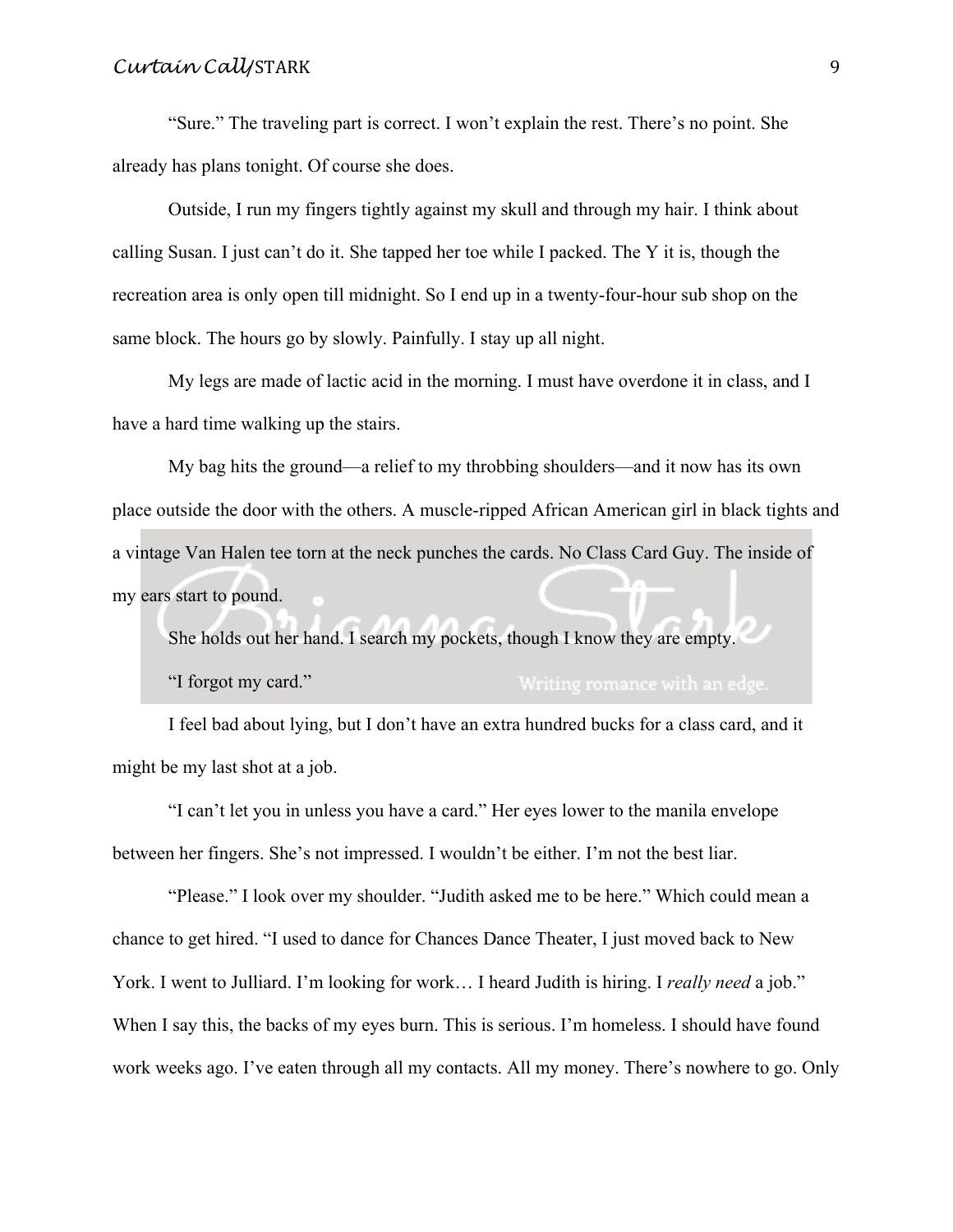"Sure." The traveling part is correct. I won't explain the rest. There's no point. She already has plans tonight. Of course she does.

Outside, I run my fingers tightly against my skull and through my hair. I think about calling Susan. I just can't do it. She tapped her toe while I packed. The Y it is, though the recreation area is only open till midnight. So I end up in a twenty-four-hour sub shop on the same block. The hours go by slowly. Painfully. I stay up all night.

My legs are made of lactic acid in the morning. I must have overdone it in class, and I have a hard time walking up the stairs.

My bag hits the ground—a relief to my throbbing shoulders—and it now has its own place outside the door with the others. A muscle-ripped African American girl in black tights and a vintage Van Halen tee torn at the neck punches the cards. No Class Card Guy. The inside of my ears start to pound.

She holds out her hand. I search my pockets, though I know they are empty.

"I forgot my card."

I feel bad about lying, but I don't have an extra hundred bucks for a class card, and it might be my last shot at a job.

"I can't let you in unless you have a card." Her eyes lower to the manila envelope between her fingers. She's not impressed. I wouldn't be either. I'm not the best liar.

"Please." I look over my shoulder. "Judith asked me to be here." Which could mean a chance to get hired. "I used to dance for Chances Dance Theater, I just moved back to New York. I went to Julliard. I'm looking for work… I heard Judith is hiring. I *really need* a job." When I say this, the backs of my eyes burn. This is serious. I'm homeless. I should have found work weeks ago. I've eaten through all my contacts. All my money. There's nowhere to go. Only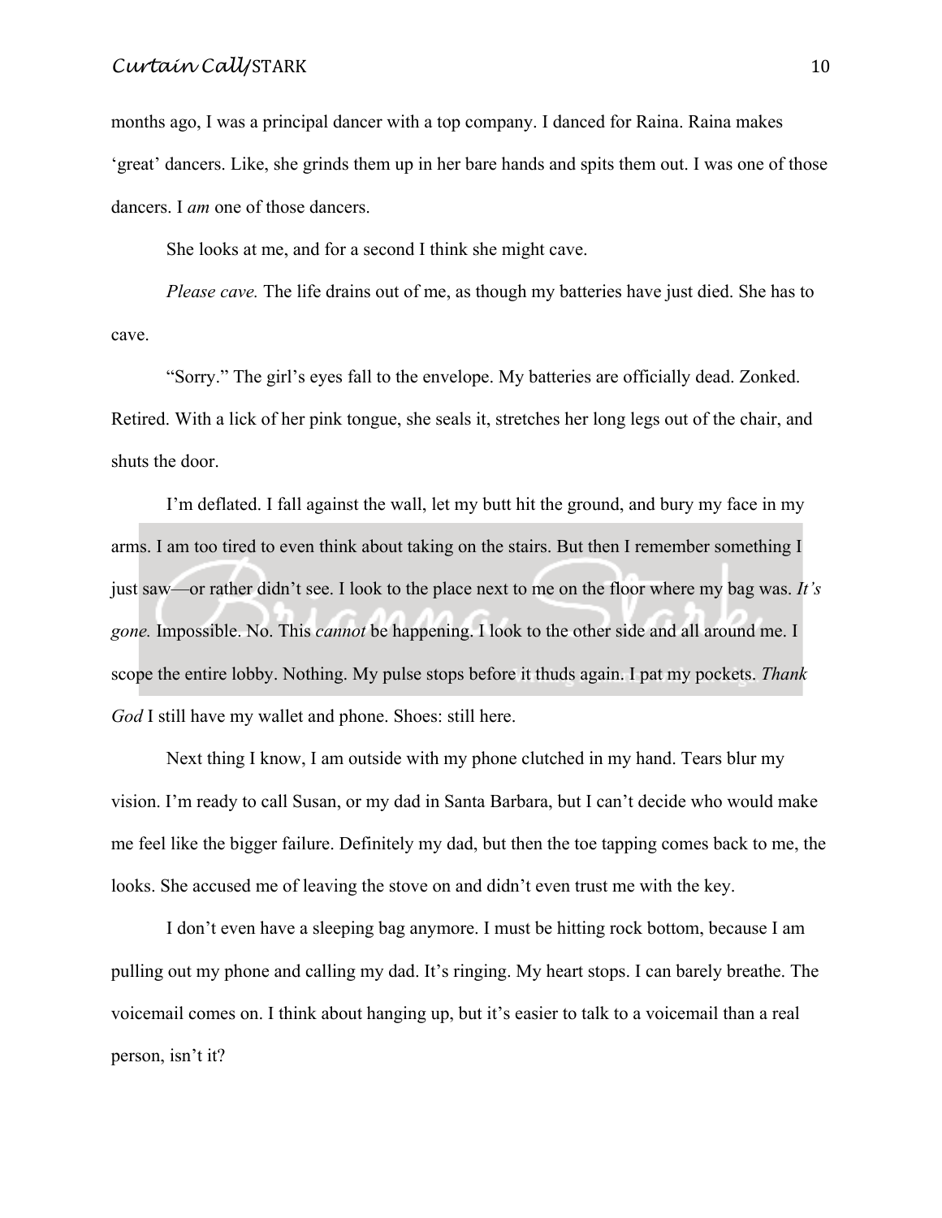months ago, I was a principal dancer with a top company. I danced for Raina. Raina makes 'great' dancers. Like, she grinds them up in her bare hands and spits them out. I was one of those dancers. I *am* one of those dancers.

She looks at me, and for a second I think she might cave.

*Please cave.* The life drains out of me, as though my batteries have just died. She has to cave.

"Sorry." The girl's eyes fall to the envelope. My batteries are officially dead. Zonked. Retired. With a lick of her pink tongue, she seals it, stretches her long legs out of the chair, and shuts the door.

I'm deflated. I fall against the wall, let my butt hit the ground, and bury my face in my arms. I am too tired to even think about taking on the stairs. But then I remember something I just saw—or rather didn't see. I look to the place next to me on the floor where my bag was. *It's gone.* Impossible. No. This *cannot* be happening. I look to the other side and all around me. I scope the entire lobby. Nothing. My pulse stops before it thuds again. I pat my pockets. *Thank God* I still have my wallet and phone. Shoes: still here.

Next thing I know, I am outside with my phone clutched in my hand. Tears blur my vision. I'm ready to call Susan, or my dad in Santa Barbara, but I can't decide who would make me feel like the bigger failure. Definitely my dad, but then the toe tapping comes back to me, the looks. She accused me of leaving the stove on and didn't even trust me with the key.

I don't even have a sleeping bag anymore. I must be hitting rock bottom, because I am pulling out my phone and calling my dad. It's ringing. My heart stops. I can barely breathe. The voicemail comes on. I think about hanging up, but it's easier to talk to a voicemail than a real person, isn't it?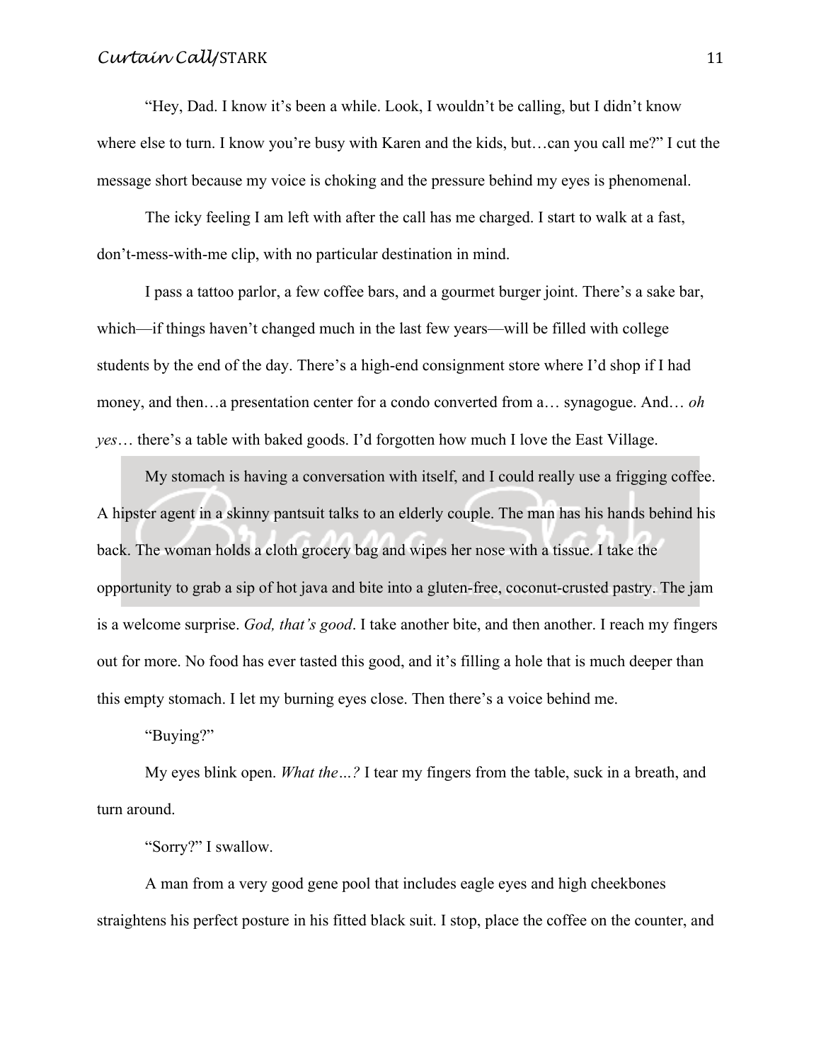"Hey, Dad. I know it's been a while. Look, I wouldn't be calling, but I didn't know where else to turn. I know you're busy with Karen and the kids, but…can you call me?" I cut the message short because my voice is choking and the pressure behind my eyes is phenomenal.

The icky feeling I am left with after the call has me charged. I start to walk at a fast, don't-mess-with-me clip, with no particular destination in mind.

I pass a tattoo parlor, a few coffee bars, and a gourmet burger joint. There's a sake bar, which—if things haven't changed much in the last few years—will be filled with college students by the end of the day. There's a high-end consignment store where I'd shop if I had money, and then…a presentation center for a condo converted from a… synagogue. And… *oh yes*… there's a table with baked goods. I'd forgotten how much I love the East Village.

My stomach is having a conversation with itself, and I could really use a frigging coffee. A hipster agent in a skinny pantsuit talks to an elderly couple. The man has his hands behind his back. The woman holds a cloth grocery bag and wipes her nose with a tissue. I take the opportunity to grab a sip of hot java and bite into a gluten-free, coconut-crusted pastry. The jam is a welcome surprise. *God, that's good*. I take another bite, and then another. I reach my fingers out for more. No food has ever tasted this good, and it's filling a hole that is much deeper than this empty stomach. I let my burning eyes close. Then there's a voice behind me.

"Buying?"

My eyes blink open. *What the…?* I tear my fingers from the table, suck in a breath, and turn around.

"Sorry?" I swallow.

A man from a very good gene pool that includes eagle eyes and high cheekbones straightens his perfect posture in his fitted black suit. I stop, place the coffee on the counter, and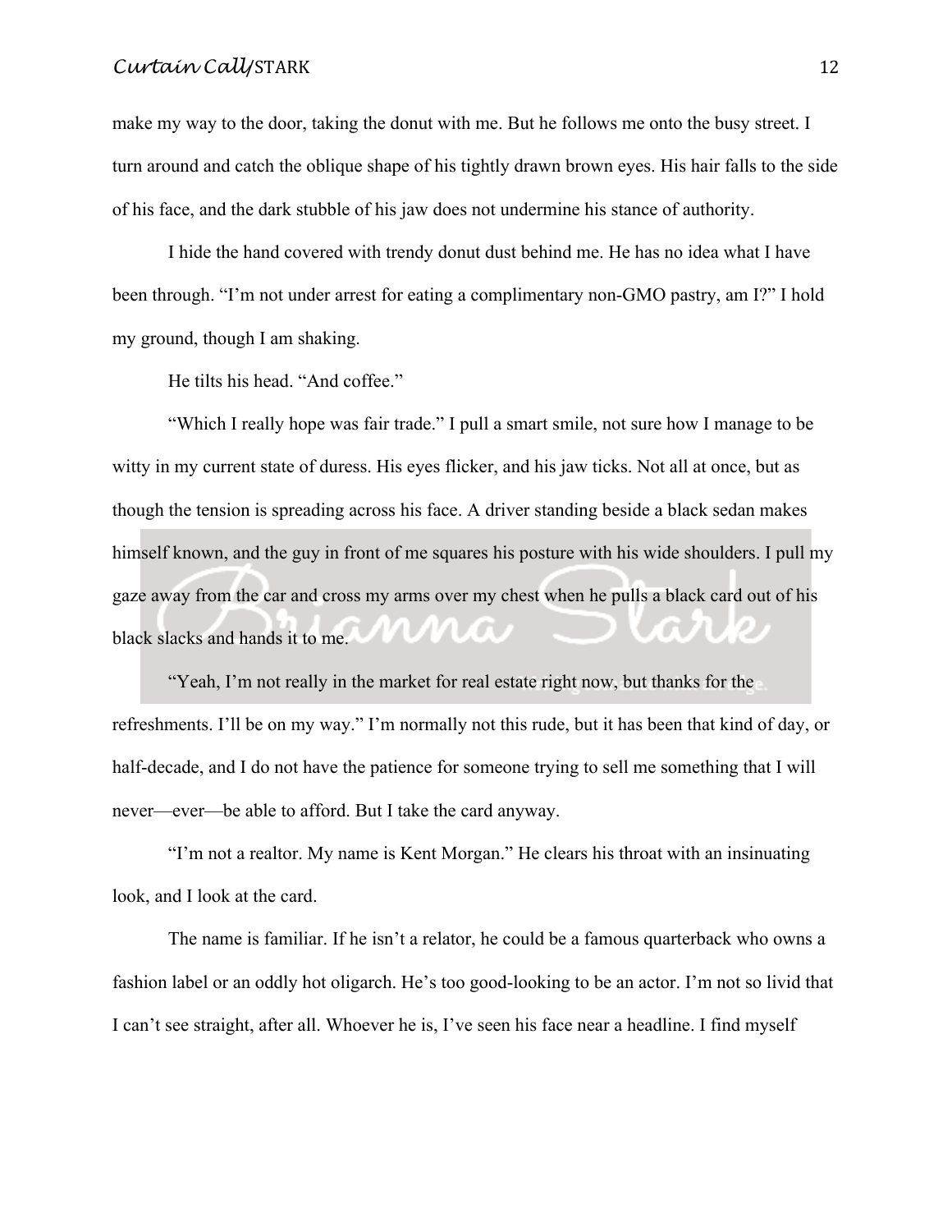make my way to the door, taking the donut with me. But he follows me onto the busy street. I turn around and catch the oblique shape of his tightly drawn brown eyes. His hair falls to the side of his face, and the dark stubble of his jaw does not undermine his stance of authority.

I hide the hand covered with trendy donut dust behind me. He has no idea what I have been through. "I'm not under arrest for eating a complimentary non-GMO pastry, am I?" I hold my ground, though I am shaking.

He tilts his head. "And coffee."

"Which I really hope was fair trade." I pull a smart smile, not sure how I manage to be witty in my current state of duress. His eyes flicker, and his jaw ticks. Not all at once, but as though the tension is spreading across his face. A driver standing beside a black sedan makes himself known, and the guy in front of me squares his posture with his wide shoulders. I pull my gaze away from the car and cross my arms over my chest when he pulls a black card out of his black slacks and hands it to me.

"Yeah, I'm not really in the market for real estate right now, but thanks for the refreshments. I'll be on my way." I'm normally not this rude, but it has been that kind of day, or half-decade, and I do not have the patience for someone trying to sell me something that I will never—ever—be able to afford. But I take the card anyway.

"I'm not a realtor. My name is Kent Morgan." He clears his throat with an insinuating look, and I look at the card.

The name is familiar. If he isn't a relator, he could be a famous quarterback who owns a fashion label or an oddly hot oligarch. He's too good-looking to be an actor. I'm not so livid that I can't see straight, after all. Whoever he is, I've seen his face near a headline. I find myself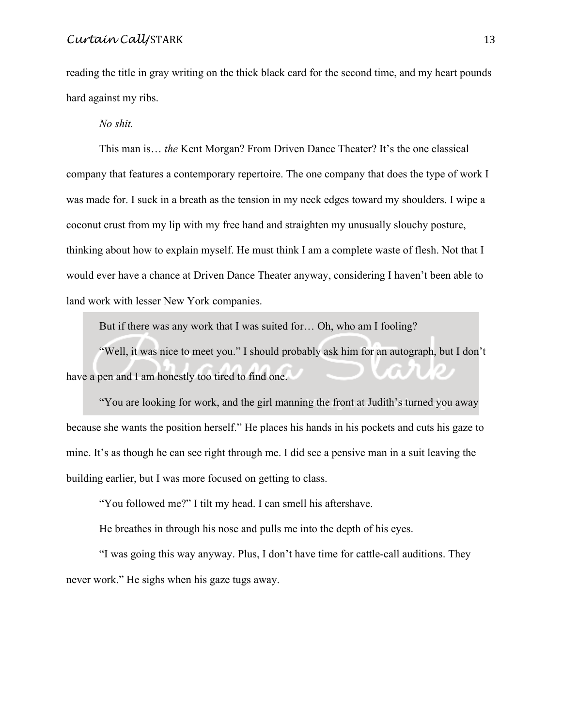reading the title in gray writing on the thick black card for the second time, and my heart pounds hard against my ribs.

*No shit.*

This man is… *the* Kent Morgan? From Driven Dance Theater? It's the one classical company that features a contemporary repertoire. The one company that does the type of work I was made for. I suck in a breath as the tension in my neck edges toward my shoulders. I wipe a coconut crust from my lip with my free hand and straighten my unusually slouchy posture, thinking about how to explain myself. He must think I am a complete waste of flesh. Not that I would ever have a chance at Driven Dance Theater anyway, considering I haven't been able to land work with lesser New York companies.

But if there was any work that I was suited for… Oh, who am I fooling?

"Well, it was nice to meet you." I should probably ask him for an autograph, but I don't have a pen and I am honestly too tired to find one.

"You are looking for work, and the girl manning the front at Judith's turned you away because she wants the position herself." He places his hands in his pockets and cuts his gaze to mine. It's as though he can see right through me. I did see a pensive man in a suit leaving the building earlier, but I was more focused on getting to class.

"You followed me?" I tilt my head. I can smell his aftershave.

He breathes in through his nose and pulls me into the depth of his eyes.

"I was going this way anyway. Plus, I don't have time for cattle-call auditions. They never work." He sighs when his gaze tugs away.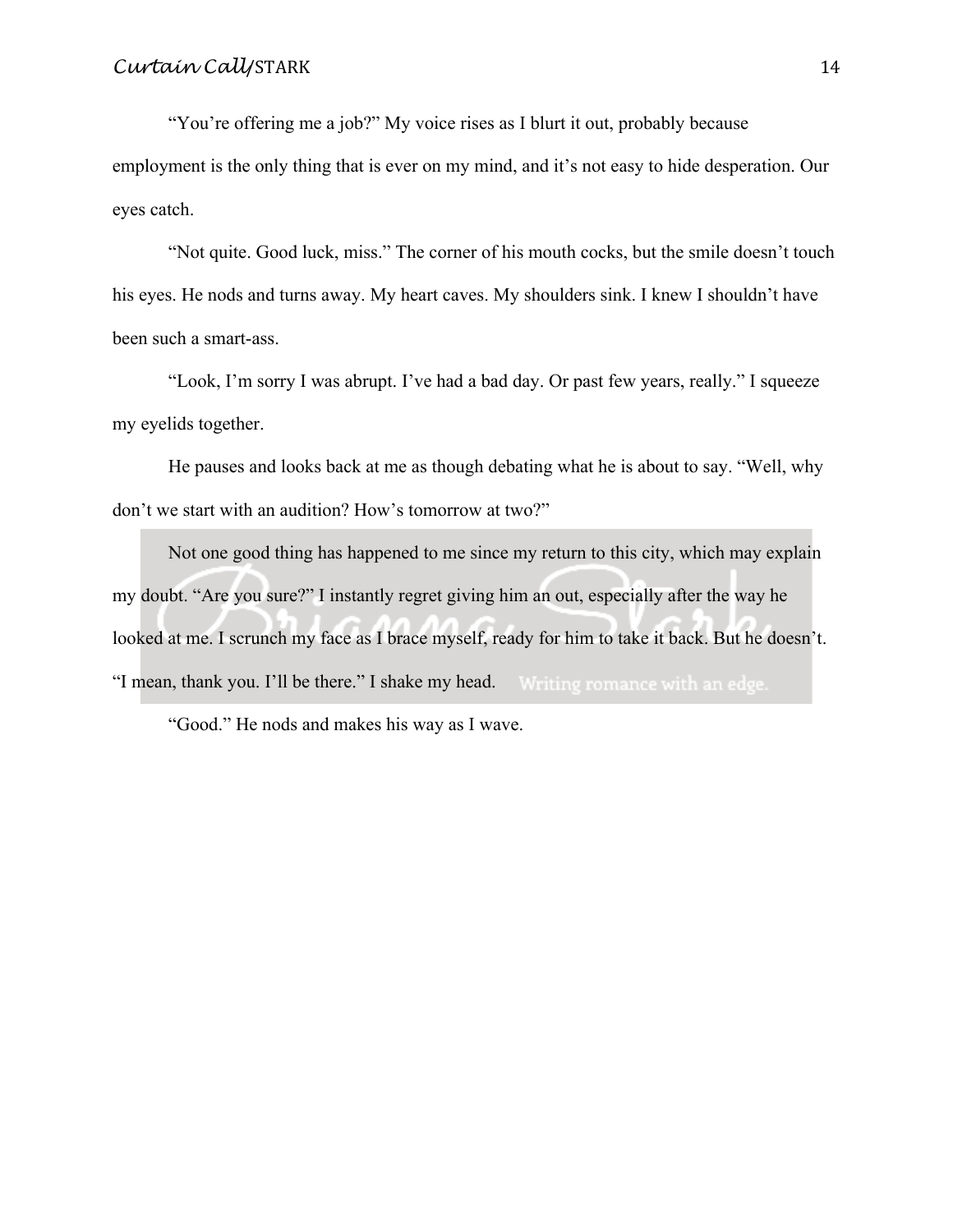"You're offering me a job?" My voice rises as I blurt it out, probably because employment is the only thing that is ever on my mind, and it's not easy to hide desperation. Our eyes catch.

"Not quite. Good luck, miss." The corner of his mouth cocks, but the smile doesn't touch his eyes. He nods and turns away. My heart caves. My shoulders sink. I knew I shouldn't have been such a smart-ass.

"Look, I'm sorry I was abrupt. I've had a bad day. Or past few years, really." I squeeze my eyelids together.

He pauses and looks back at me as though debating what he is about to say. "Well, why don't we start with an audition? How's tomorrow at two?"

Not one good thing has happened to me since my return to this city, which may explain my doubt. "Are you sure?" I instantly regret giving him an out, especially after the way he looked at me. I scrunch my face as I brace myself, ready for him to take it back. But he doesn't. "I mean, thank you. I'll be there." I shake my head.

"Good." He nods and makes his way as I wave.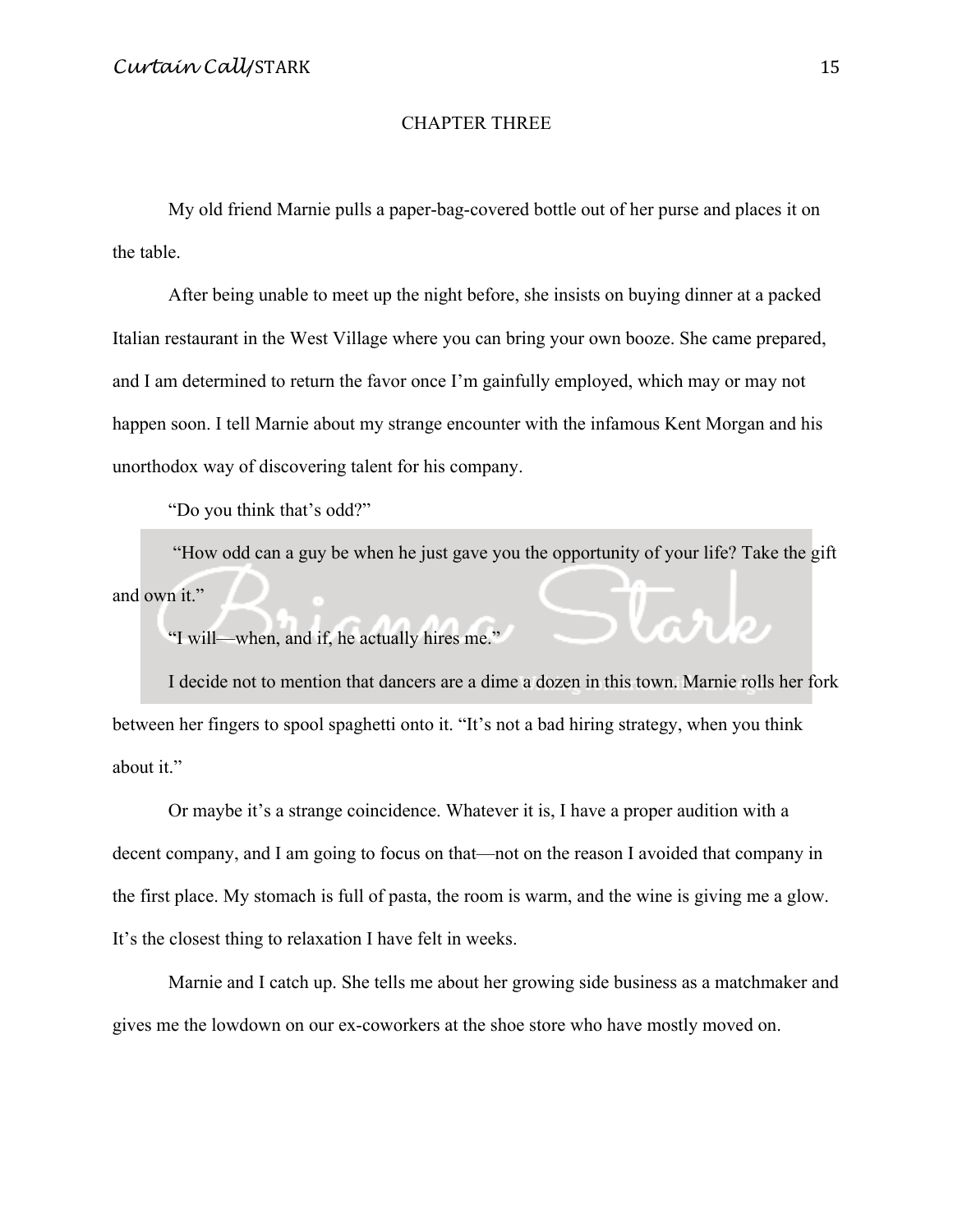# CHAPTER THREE

My old friend Marnie pulls a paper-bag-covered bottle out of her purse and places it on the table.

After being unable to meet up the night before, she insists on buying dinner at a packed Italian restaurant in the West Village where you can bring your own booze. She came prepared, and I am determined to return the favor once I'm gainfully employed, which may or may not happen soon. I tell Marnie about my strange encounter with the infamous Kent Morgan and his unorthodox way of discovering talent for his company.

"Do you think that's odd?"

"How odd can a guy be when he just gave you the opportunity of your life? Take the gift and own it."

"I will—when, and if, he actually hires me."

I decide not to mention that dancers are a dime a dozen in this town. Marnie rolls her fork between her fingers to spool spaghetti onto it. "It's not a bad hiring strategy, when you think about it."

Or maybe it's a strange coincidence. Whatever it is, I have a proper audition with a decent company, and I am going to focus on that—not on the reason I avoided that company in the first place. My stomach is full of pasta, the room is warm, and the wine is giving me a glow. It's the closest thing to relaxation I have felt in weeks.

Marnie and I catch up. She tells me about her growing side business as a matchmaker and gives me the lowdown on our ex-coworkers at the shoe store who have mostly moved on.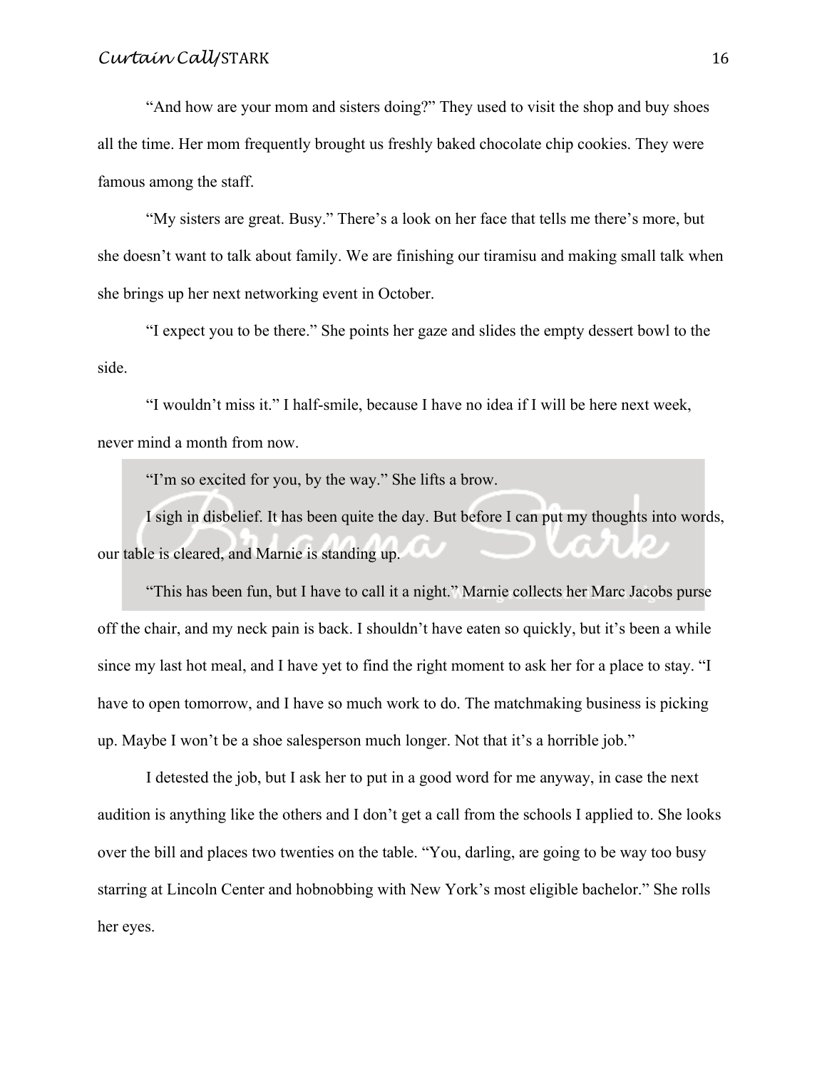"And how are your mom and sisters doing?" They used to visit the shop and buy shoes all the time. Her mom frequently brought us freshly baked chocolate chip cookies. They were famous among the staff.

"My sisters are great. Busy." There's a look on her face that tells me there's more, but she doesn't want to talk about family. We are finishing our tiramisu and making small talk when she brings up her next networking event in October.

"I expect you to be there." She points her gaze and slides the empty dessert bowl to the side.

"I wouldn't miss it." I half-smile, because I have no idea if I will be here next week, never mind a month from now.

"I'm so excited for you, by the way." She lifts a brow.

I sigh in disbelief. It has been quite the day. But before I can put my thoughts into words, our table is cleared, and Marnie is standing up.

"This has been fun, but I have to call it a night." Marnie collects her Marc Jacobs purse off the chair, and my neck pain is back. I shouldn't have eaten so quickly, but it's been a while since my last hot meal, and I have yet to find the right moment to ask her for a place to stay. "I have to open tomorrow, and I have so much work to do. The matchmaking business is picking up. Maybe I won't be a shoe salesperson much longer. Not that it's a horrible job."

I detested the job, but I ask her to put in a good word for me anyway, in case the next audition is anything like the others and I don't get a call from the schools I applied to. She looks over the bill and places two twenties on the table. "You, darling, are going to be way too busy starring at Lincoln Center and hobnobbing with New York's most eligible bachelor." She rolls her eyes.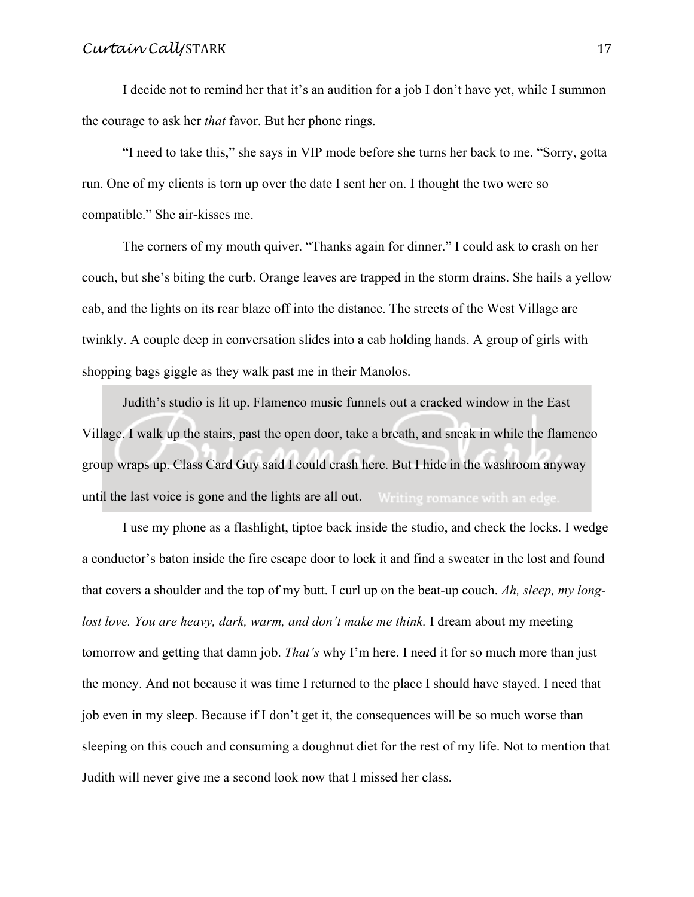I decide not to remind her that it's an audition for a job I don't have yet, while I summon the courage to ask her *that* favor. But her phone rings.

"I need to take this," she says in VIP mode before she turns her back to me. "Sorry, gotta run. One of my clients is torn up over the date I sent her on. I thought the two were so compatible." She air-kisses me.

The corners of my mouth quiver. "Thanks again for dinner." I could ask to crash on her couch, but she's biting the curb. Orange leaves are trapped in the storm drains. She hails a yellow cab, and the lights on its rear blaze off into the distance. The streets of the West Village are twinkly. A couple deep in conversation slides into a cab holding hands. A group of girls with shopping bags giggle as they walk past me in their Manolos.

Judith's studio is lit up. Flamenco music funnels out a cracked window in the East Village. I walk up the stairs, past the open door, take a breath, and sneak in while the flamenco group wraps up. Class Card Guy said I could crash here. But I hide in the washroom anyway until the last voice is gone and the lights are all out.

I use my phone as a flashlight, tiptoe back inside the studio, and check the locks. I wedge a conductor's baton inside the fire escape door to lock it and find a sweater in the lost and found that covers a shoulder and the top of my butt. I curl up on the beat-up couch. *Ah, sleep, my long-lost love. You are heavy, dark, warm, and don't make me think.* I dream about my meeting tomorrow and getting that damn job. *That's* why I'm here. I need it for so much more than just the money. And not because it was time I returned to the place I should have stayed. I need that job even in my sleep. Because if I don't get it, the consequences will be so much worse than sleeping on this couch and consuming a doughnut diet for the rest of my life. Not to mention that Judith will never give me a second look now that I missed her class.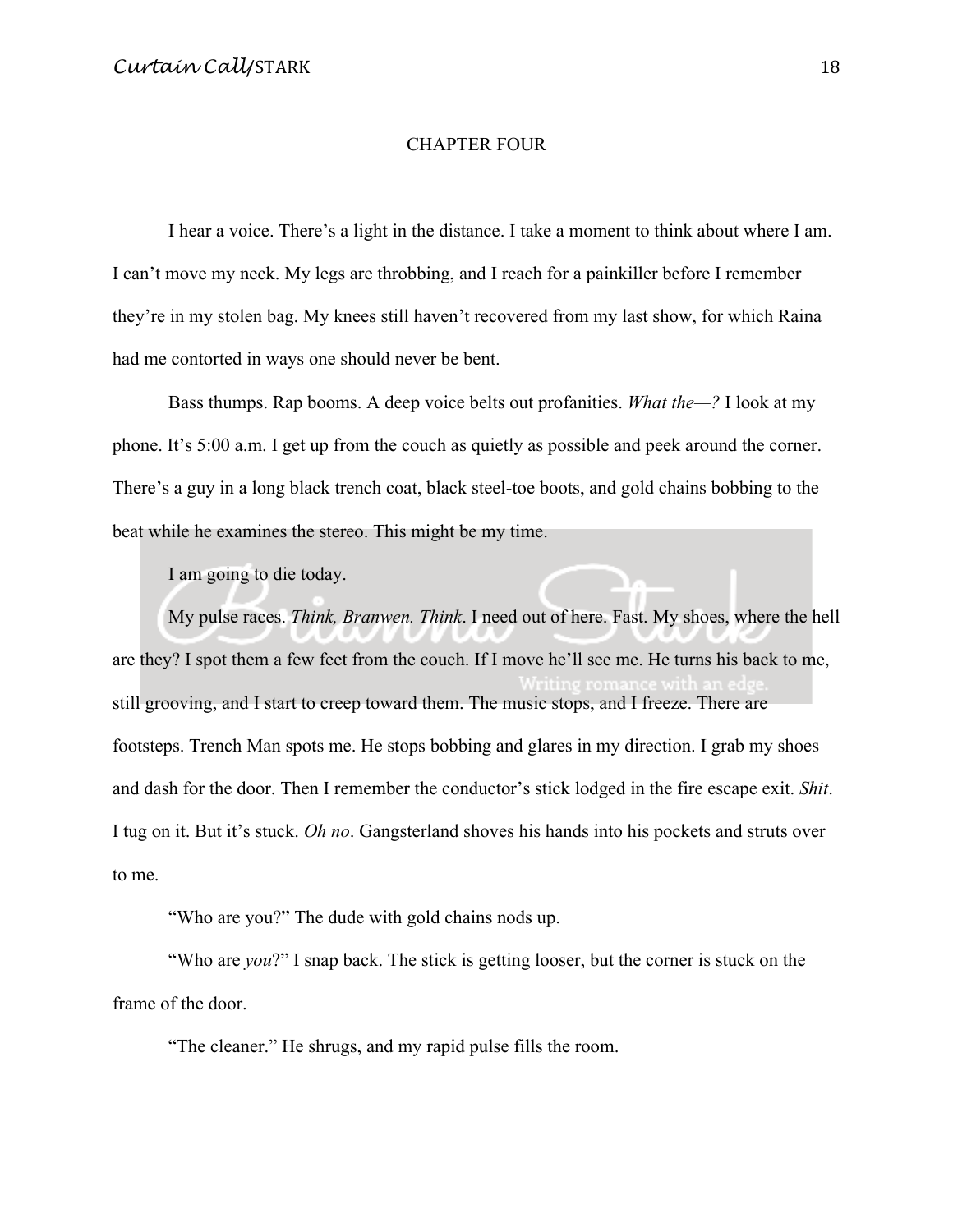# CHAPTER FOUR

I hear a voice. There's a light in the distance. I take a moment to think about where I am. I can't move my neck. My legs are throbbing, and I reach for a painkiller before I remember they're in my stolen bag. My knees still haven't recovered from my last show, for which Raina had me contorted in ways one should never be bent.

Bass thumps. Rap booms. A deep voice belts out profanities. *What the—?* I look at my phone. It's 5:00 a.m. I get up from the couch as quietly as possible and peek around the corner. There's a guy in a long black trench coat, black steel-toe boots, and gold chains bobbing to the beat while he examines the stereo. This might be my time.

I am going to die today.

My pulse races. *Think, Branwen. Think*. I need out of here. Fast. My shoes, where the hell are they? I spot them a few feet from the couch. If I move he'll see me. He turns his back to me, still grooving, and I start to creep toward them. The music stops, and I freeze. There are footsteps. Trench Man spots me. He stops bobbing and glares in my direction. I grab my shoes and dash for the door. Then I remember the conductor's stick lodged in the fire escape exit. *Shit*. I tug on it. But it's stuck. *Oh no*. Gangsterland shoves his hands into his pockets and struts over to me.

"Who are you?" The dude with gold chains nods up.

"Who are *you*?" I snap back. The stick is getting looser, but the corner is stuck on the frame of the door.

"The cleaner." He shrugs, and my rapid pulse fills the room.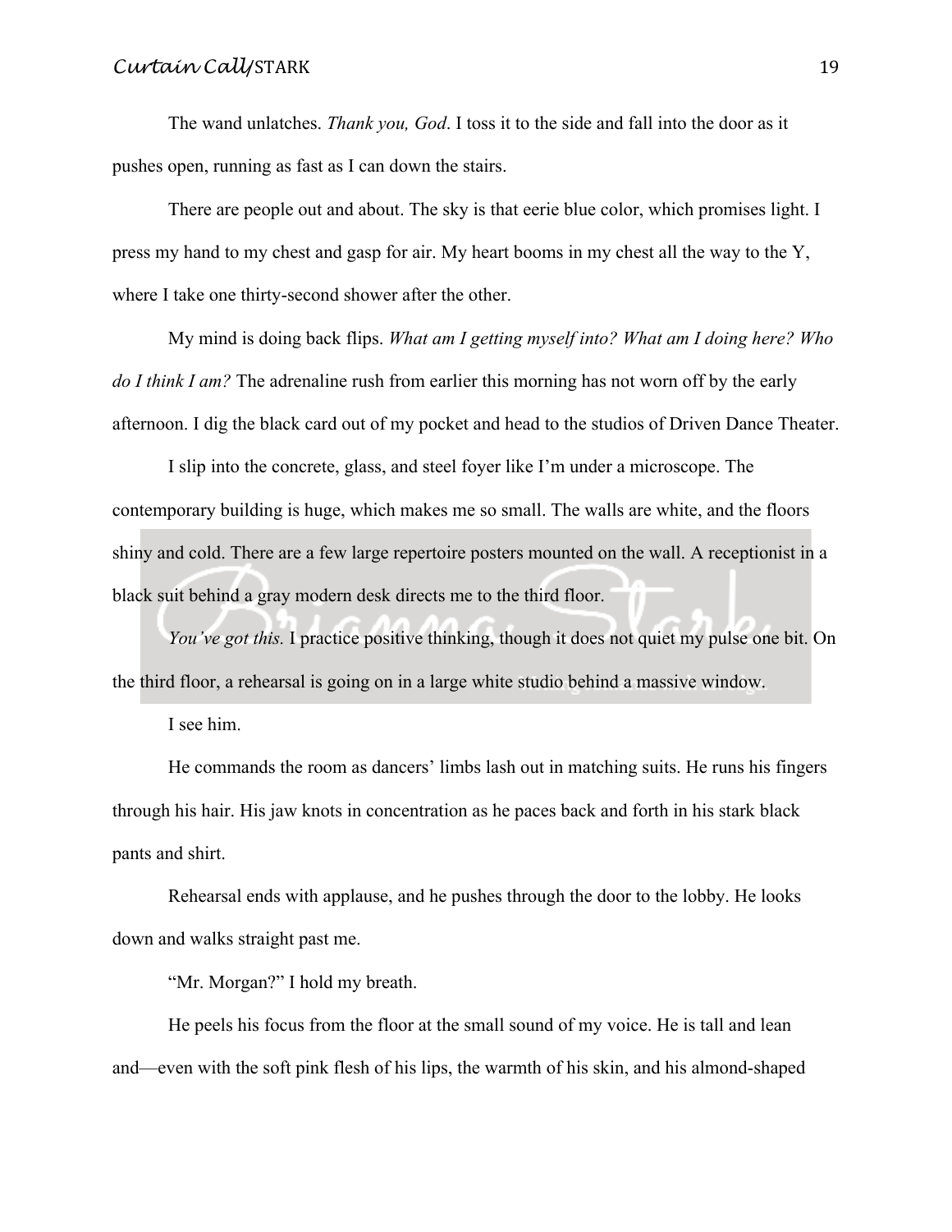The wand unlatches. *Thank you, God*. I toss it to the side and fall into the door as it pushes open, running as fast as I can down the stairs.

There are people out and about. The sky is that eerie blue color, which promises light. I press my hand to my chest and gasp for air. My heart booms in my chest all the way to the Y, where I take one thirty-second shower after the other.

My mind is doing back flips. *What am I getting myself into? What am I doing here? Who do I think I am?* The adrenaline rush from earlier this morning has not worn off by the early afternoon. I dig the black card out of my pocket and head to the studios of Driven Dance Theater.

I slip into the concrete, glass, and steel foyer like I'm under a microscope. The contemporary building is huge, which makes me so small. The walls are white, and the floors shiny and cold. There are a few large repertoire posters mounted on the wall. A receptionist in a black suit behind a gray modern desk directs me to the third floor.

*You've got this.* I practice positive thinking, though it does not quiet my pulse one bit. On the third floor, a rehearsal is going on in a large white studio behind a massive window.

I see him.

He commands the room as dancers' limbs lash out in matching suits. He runs his fingers through his hair. His jaw knots in concentration as he paces back and forth in his stark black pants and shirt.

Rehearsal ends with applause, and he pushes through the door to the lobby. He looks down and walks straight past me.

"Mr. Morgan?" I hold my breath.

He peels his focus from the floor at the small sound of my voice. He is tall and lean and—even with the soft pink flesh of his lips, the warmth of his skin, and his almond-shaped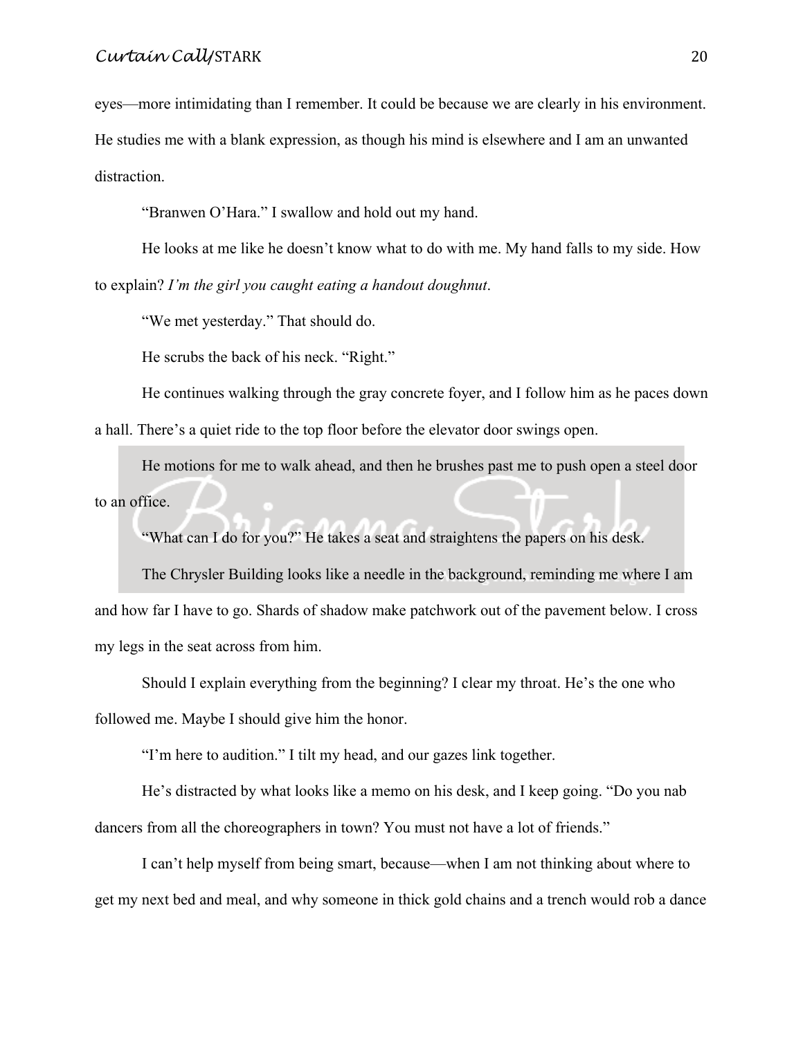eyes—more intimidating than I remember. It could be because we are clearly in his environment. He studies me with a blank expression, as though his mind is elsewhere and I am an unwanted distraction.

"Branwen O'Hara." I swallow and hold out my hand.

He looks at me like he doesn't know what to do with me. My hand falls to my side. How to explain? *I'm the girl you caught eating a handout doughnut*.

"We met yesterday." That should do.

He scrubs the back of his neck. "Right."

He continues walking through the gray concrete foyer, and I follow him as he paces down a hall. There's a quiet ride to the top floor before the elevator door swings open.

He motions for me to walk ahead, and then he brushes past me to push open a steel door to an office.

"What can I do for you?" He takes a seat and straightens the papers on his desk.

The Chrysler Building looks like a needle in the background, reminding me where I am and how far I have to go. Shards of shadow make patchwork out of the pavement below. I cross my legs in the seat across from him.

Should I explain everything from the beginning? I clear my throat. He's the one who followed me. Maybe I should give him the honor.

"I'm here to audition." I tilt my head, and our gazes link together.

He's distracted by what looks like a memo on his desk, and I keep going. "Do you nab dancers from all the choreographers in town? You must not have a lot of friends."

I can't help myself from being smart, because—when I am not thinking about where to get my next bed and meal, and why someone in thick gold chains and a trench would rob a dance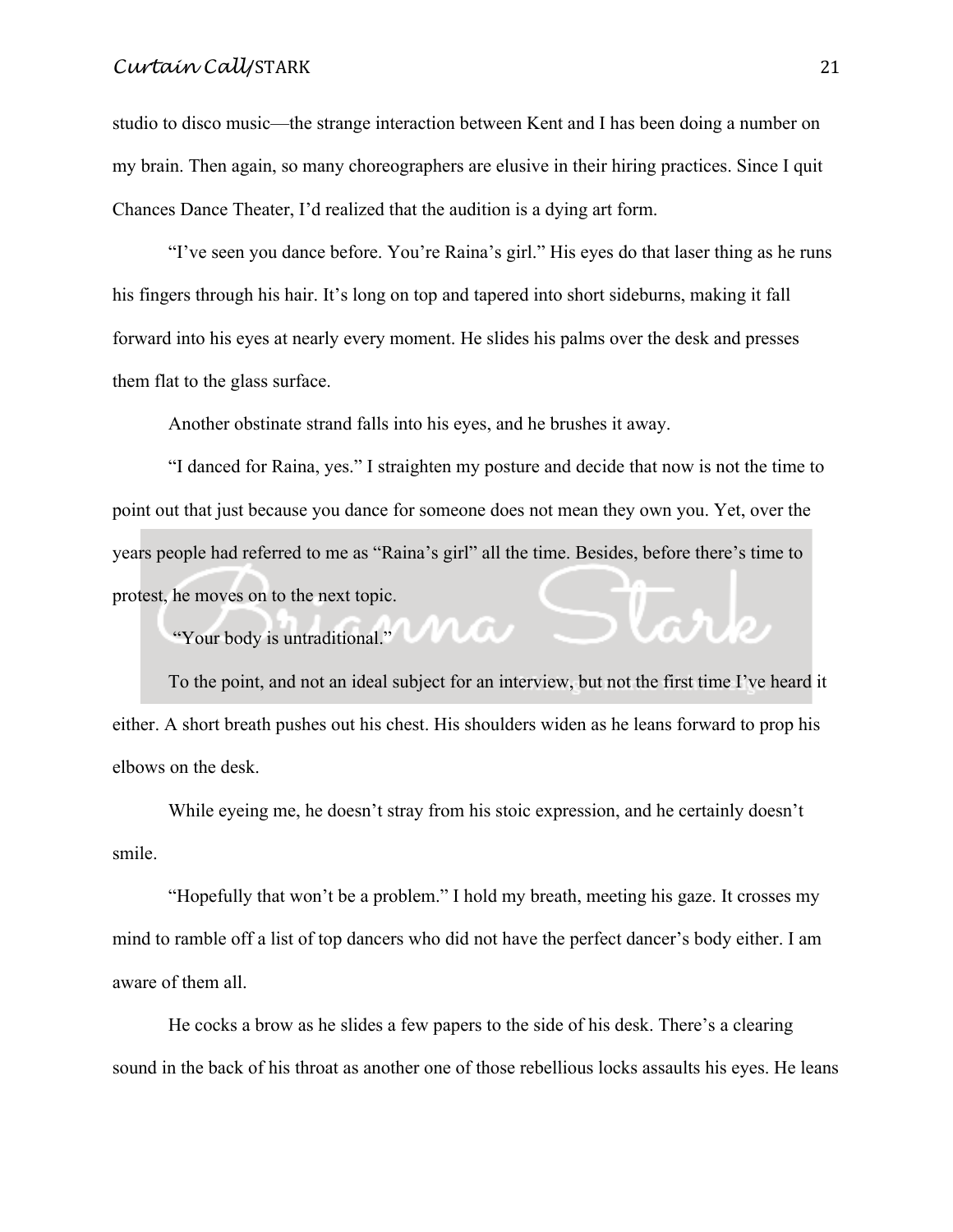studio to disco music—the strange interaction between Kent and I has been doing a number on my brain. Then again, so many choreographers are elusive in their hiring practices. Since I quit Chances Dance Theater, I'd realized that the audition is a dying art form.

"I've seen you dance before. You're Raina's girl." His eyes do that laser thing as he runs his fingers through his hair. It's long on top and tapered into short sideburns, making it fall forward into his eyes at nearly every moment. He slides his palms over the desk and presses them flat to the glass surface.

Another obstinate strand falls into his eyes, and he brushes it away.

"I danced for Raina, yes." I straighten my posture and decide that now is not the time to point out that just because you dance for someone does not mean they own you. Yet, over the years people had referred to me as "Raina's girl" all the time. Besides, before there's time to protest, he moves on to the next topic.

"Your body is untraditional."

To the point, and not an ideal subject for an interview, but not the first time I've heard it either. A short breath pushes out his chest. His shoulders widen as he leans forward to prop his elbows on the desk.

While eyeing me, he doesn't stray from his stoic expression, and he certainly doesn't smile.

"Hopefully that won't be a problem." I hold my breath, meeting his gaze. It crosses my mind to ramble off a list of top dancers who did not have the perfect dancer's body either. I am aware of them all.

He cocks a brow as he slides a few papers to the side of his desk. There's a clearing sound in the back of his throat as another one of those rebellious locks assaults his eyes. He leans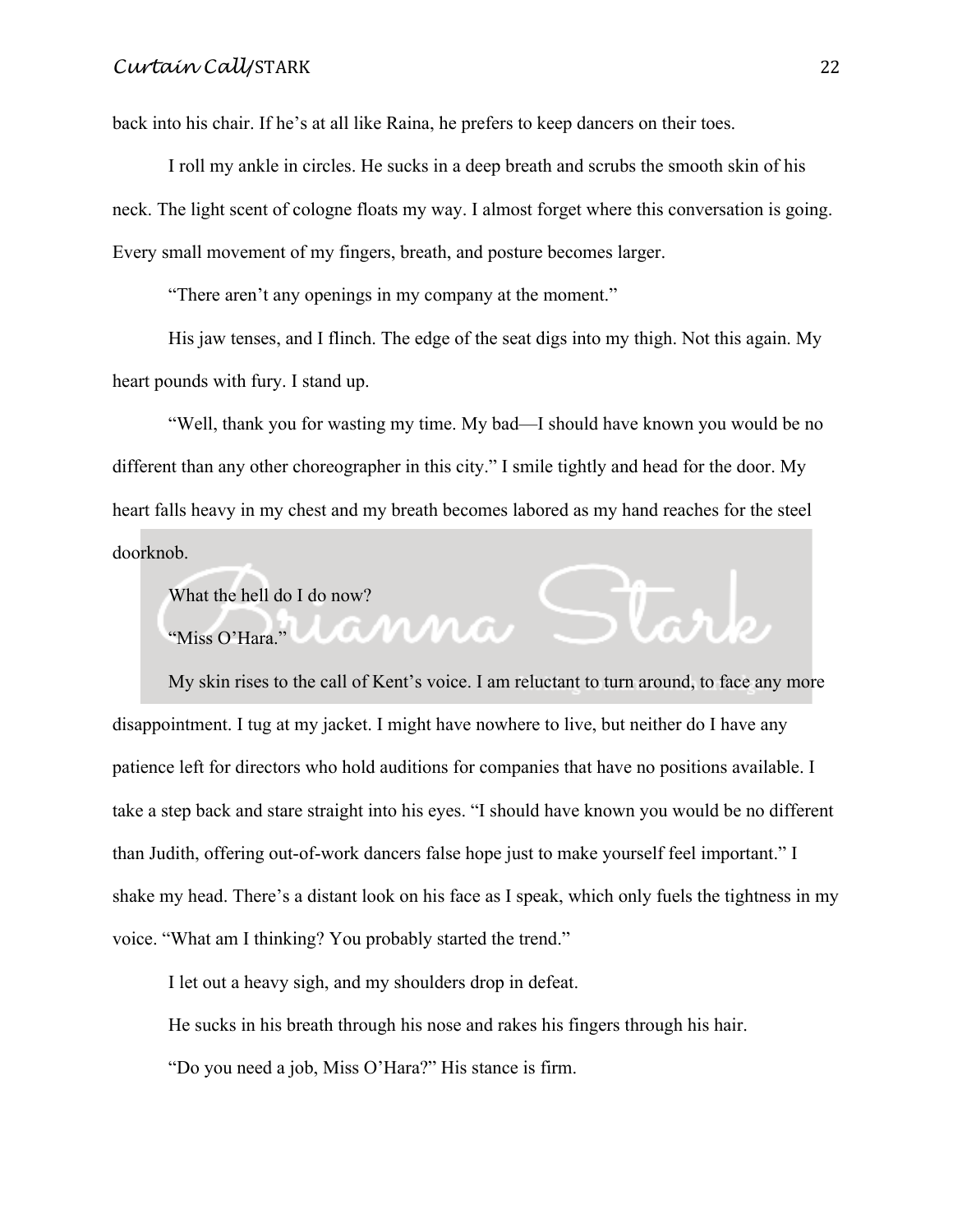back into his chair. If he's at all like Raina, he prefers to keep dancers on their toes.

I roll my ankle in circles. He sucks in a deep breath and scrubs the smooth skin of his neck. The light scent of cologne floats my way. I almost forget where this conversation is going. Every small movement of my fingers, breath, and posture becomes larger.

"There aren't any openings in my company at the moment."

His jaw tenses, and I flinch. The edge of the seat digs into my thigh. Not this again. My heart pounds with fury. I stand up.

"Well, thank you for wasting my time. My bad—I should have known you would be no different than any other choreographer in this city." I smile tightly and head for the door. My heart falls heavy in my chest and my breath becomes labored as my hand reaches for the steel doorknob.

What the hell do I do now?

"Miss O'Hara."

My skin rises to the call of Kent's voice. I am reluctant to turn around, to face any more disappointment. I tug at my jacket. I might have nowhere to live, but neither do I have any patience left for directors who hold auditions for companies that have no positions available. I take a step back and stare straight into his eyes. "I should have known you would be no different than Judith, offering out-of-work dancers false hope just to make yourself feel important." I shake my head. There's a distant look on his face as I speak, which only fuels the tightness in my voice. "What am I thinking? You probably started the trend."

I let out a heavy sigh, and my shoulders drop in defeat.

He sucks in his breath through his nose and rakes his fingers through his hair.

"Do you need a job, Miss O'Hara?" His stance is firm.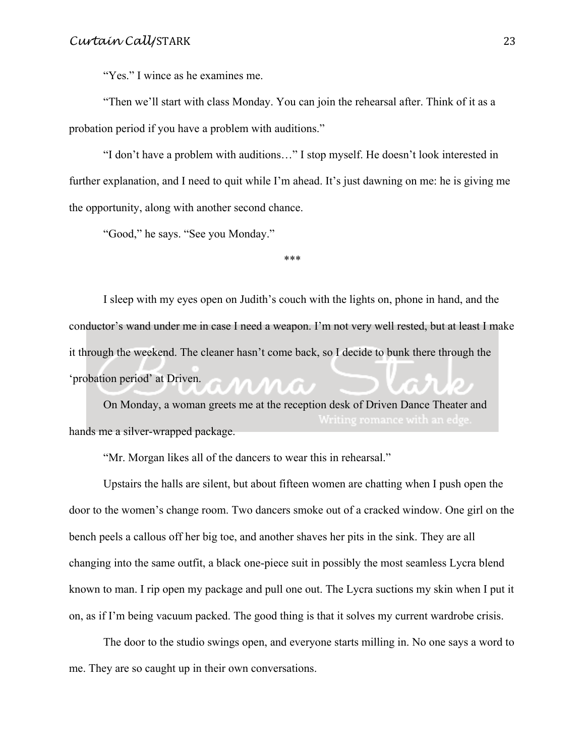"Yes." I wince as he examines me.

"Then we'll start with class Monday. You can join the rehearsal after. Think of it as a probation period if you have a problem with auditions."

"I don't have a problem with auditions…" I stop myself. He doesn't look interested in further explanation, and I need to quit while I'm ahead. It's just dawning on me: he is giving me the opportunity, along with another second chance.

"Good," he says. "See you Monday."

\*\*\*

I sleep with my eyes open on Judith's couch with the lights on, phone in hand, and the conductor's wand under me in case I need a weapon. I'm not very well rested, but at least I make it through the weekend. The cleaner hasn't come back, so I decide to bunk there through the 'probation period' at Driven.

On Monday, a woman greets me at the reception desk of Driven Dance Theater and hands me a silver-wrapped package.

"Mr. Morgan likes all of the dancers to wear this in rehearsal."

Upstairs the halls are silent, but about fifteen women are chatting when I push open the door to the women's change room. Two dancers smoke out of a cracked window. One girl on the bench peels a callous off her big toe, and another shaves her pits in the sink. They are all changing into the same outfit, a black one-piece suit in possibly the most seamless Lycra blend known to man. I rip open my package and pull one out. The Lycra suctions my skin when I put it on, as if I'm being vacuum packed. The good thing is that it solves my current wardrobe crisis.

The door to the studio swings open, and everyone starts milling in. No one says a word to me. They are so caught up in their own conversations.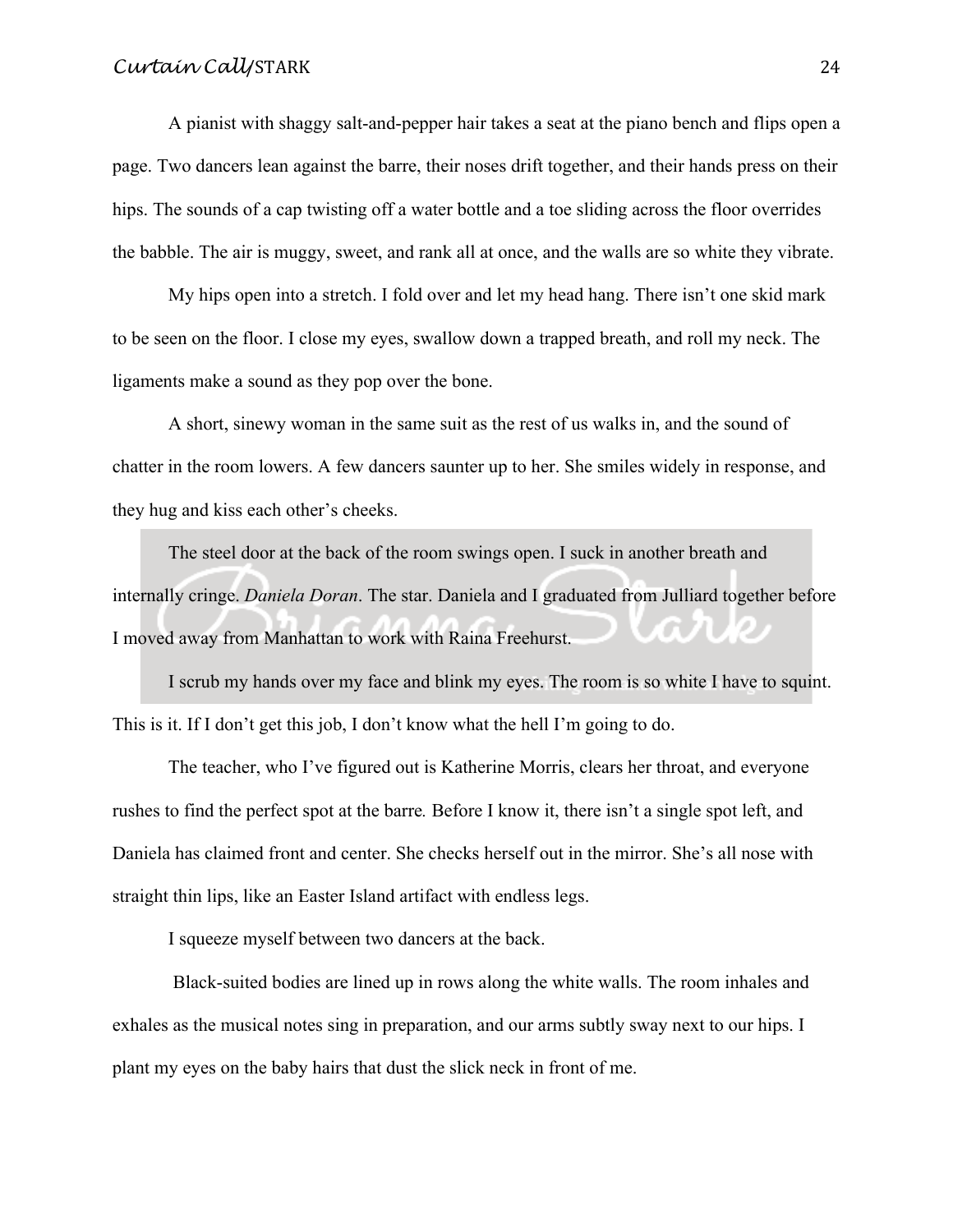A pianist with shaggy salt-and-pepper hair takes a seat at the piano bench and flips open a page. Two dancers lean against the barre, their noses drift together, and their hands press on their hips. The sounds of a cap twisting off a water bottle and a toe sliding across the floor overrides the babble. The air is muggy, sweet, and rank all at once, and the walls are so white they vibrate.

My hips open into a stretch. I fold over and let my head hang. There isn't one skid mark to be seen on the floor. I close my eyes, swallow down a trapped breath, and roll my neck. The ligaments make a sound as they pop over the bone.

A short, sinewy woman in the same suit as the rest of us walks in, and the sound of chatter in the room lowers. A few dancers saunter up to her. She smiles widely in response, and they hug and kiss each other's cheeks.

The steel door at the back of the room swings open. I suck in another breath and internally cringe. *Daniela Doran*. The star. Daniela and I graduated from Julliard together before I moved away from Manhattan to work with Raina Freehurst.

I scrub my hands over my face and blink my eyes. The room is so white I have to squint. This is it. If I don't get this job, I don't know what the hell I'm going to do.

The teacher, who I've figured out is Katherine Morris, clears her throat, and everyone rushes to find the perfect spot at the barre*.* Before I know it, there isn't a single spot left, and Daniela has claimed front and center. She checks herself out in the mirror. She's all nose with straight thin lips, like an Easter Island artifact with endless legs.

I squeeze myself between two dancers at the back.

Black-suited bodies are lined up in rows along the white walls. The room inhales and exhales as the musical notes sing in preparation, and our arms subtly sway next to our hips. I plant my eyes on the baby hairs that dust the slick neck in front of me.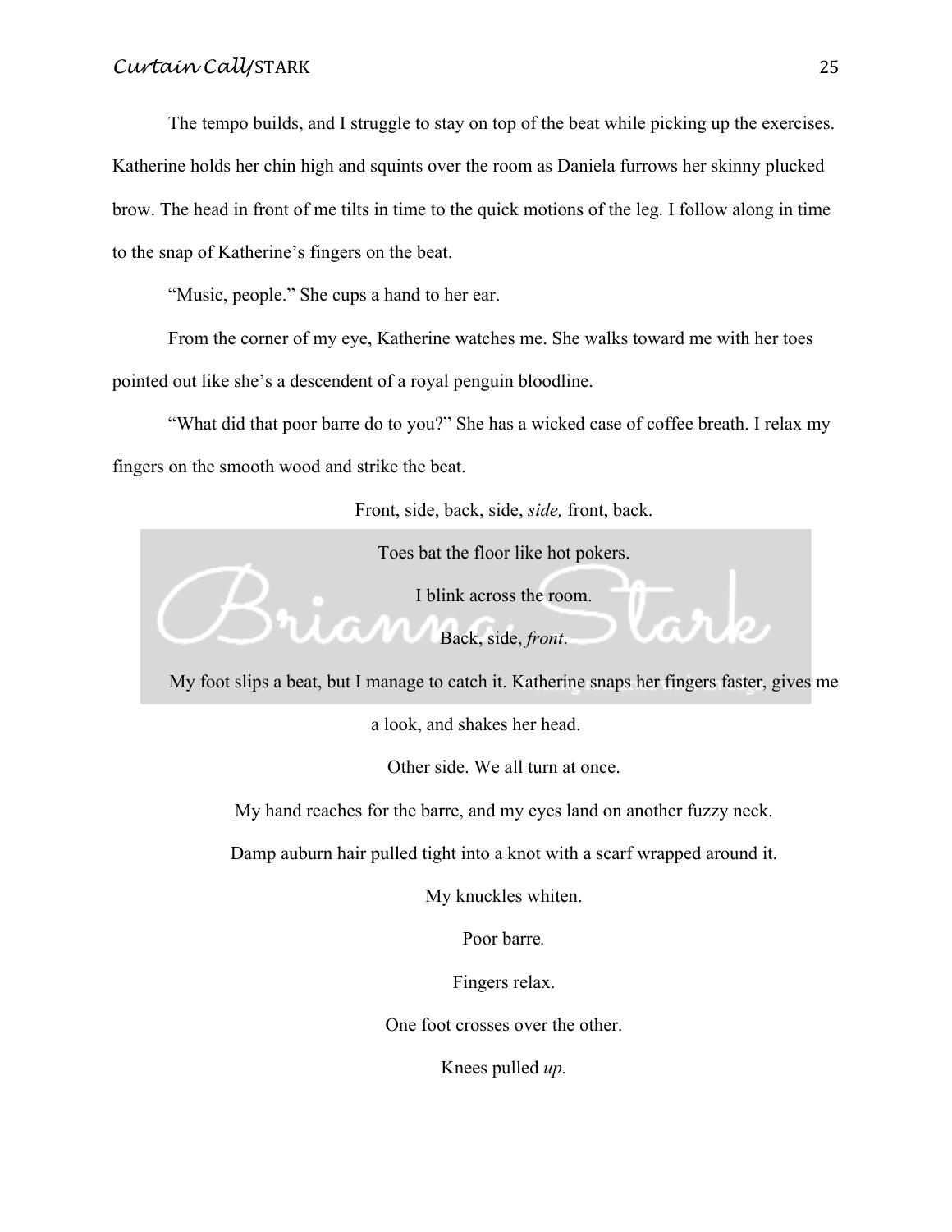The tempo builds, and I struggle to stay on top of the beat while picking up the exercises. Katherine holds her chin high and squints over the room as Daniela furrows her skinny plucked brow. The head in front of me tilts in time to the quick motions of the leg. I follow along in time to the snap of Katherine's fingers on the beat.

"Music, people." She cups a hand to her ear.

From the corner of my eye, Katherine watches me. She walks toward me with her toes pointed out like she's a descendent of a royal penguin bloodline.

"What did that poor barre do to you?" She has a wicked case of coffee breath. I relax my fingers on the smooth wood and strike the beat.

Front, side, back, side, *side,* front, back.

Toes bat the floor like hot pokers.

I blink across the room.

Back, side, *front*.

My foot slips a beat, but I manage to catch it. Katherine snaps her fingers faster, gives me a look, and shakes her head.

Other side. We all turn at once.

My hand reaches for the barre, and my eyes land on another fuzzy neck.

Damp auburn hair pulled tight into a knot with a scarf wrapped around it.

My knuckles whiten.

Poor barre*.*

Fingers relax.

One foot crosses over the other.

Knees pulled *up.*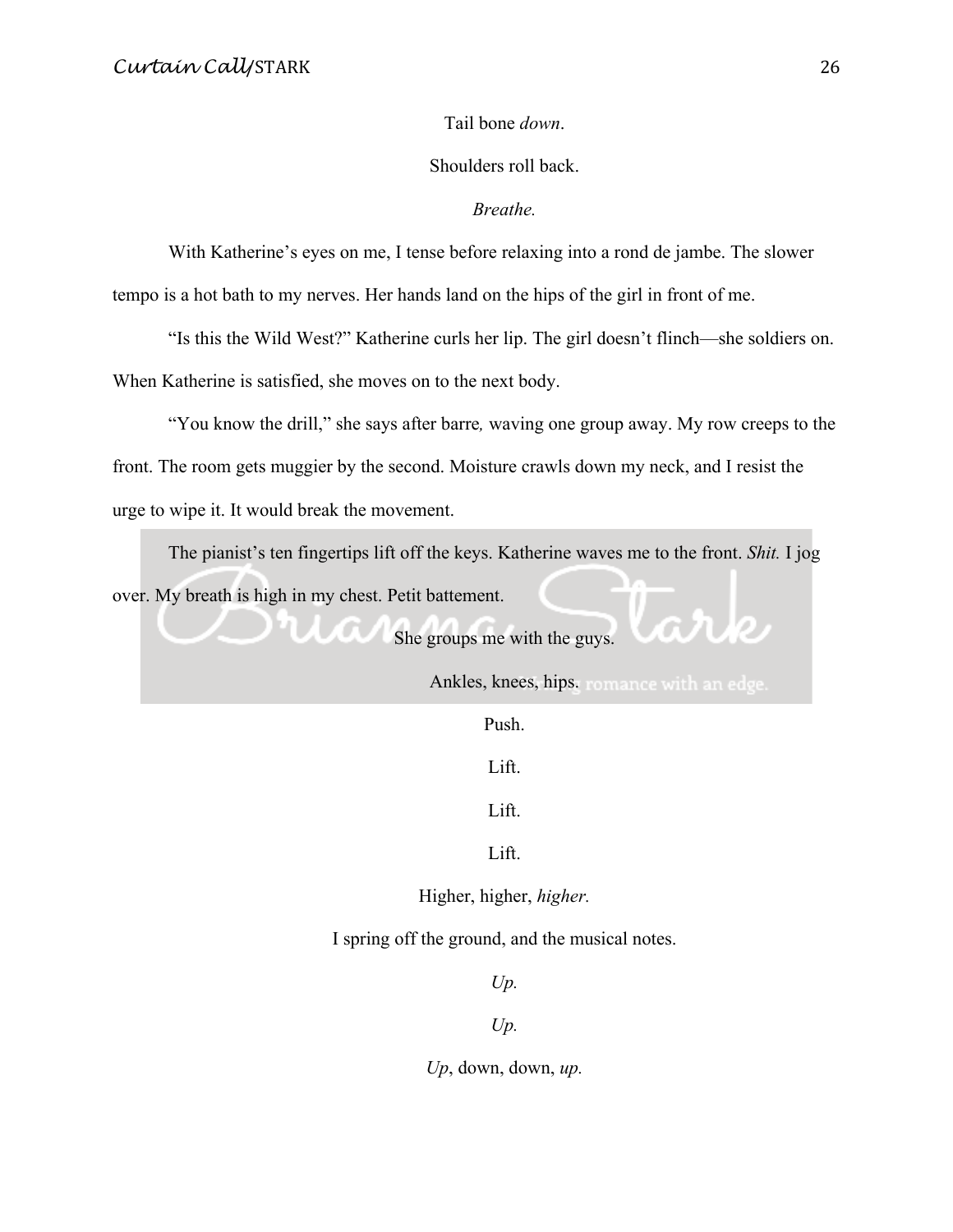Tail bone *down*.

Shoulders roll back.

*Breathe.*

With Katherine's eyes on me, I tense before relaxing into a rond de jambe. The slower tempo is a hot bath to my nerves. Her hands land on the hips of the girl in front of me.

"Is this the Wild West?" Katherine curls her lip. The girl doesn't flinch—she soldiers on. When Katherine is satisfied, she moves on to the next body.

"You know the drill," she says after barre*,* waving one group away. My row creeps to the front. The room gets muggier by the second. Moisture crawls down my neck, and I resist the urge to wipe it. It would break the movement.

The pianist's ten fingertips lift off the keys. Katherine waves me to the front. *Shit.* I jog over. My breath is high in my chest. Petit battement.

She groups me with the guys.

Ankles, knees, hips.

Push.

Lift.

Lift.

Lift.

Higher, higher, *higher.*

I spring off the ground, and the musical notes.

*Up.*

*Up.*

*Up*, down, down, *up.*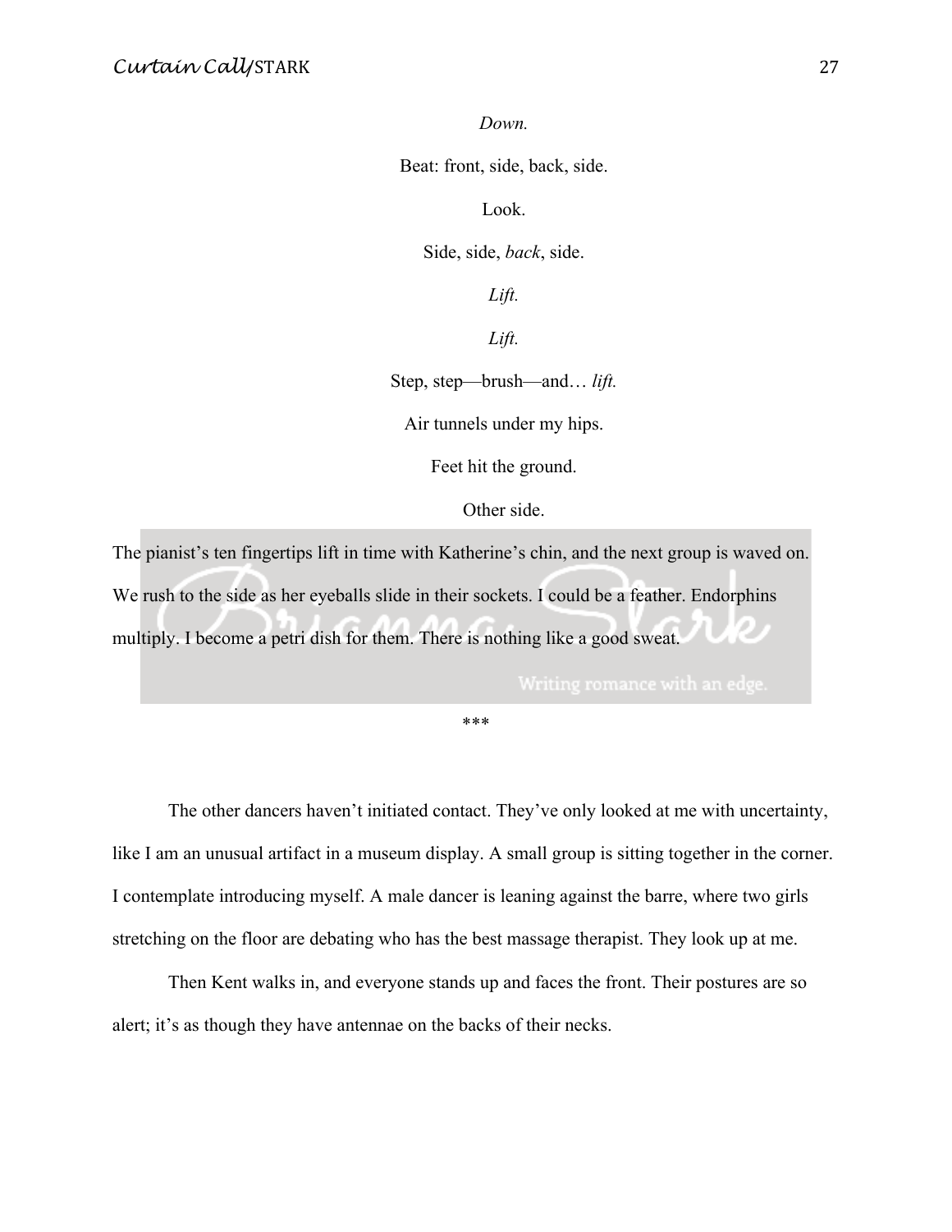*Down.*

Beat: front, side, back, side.

Look.

Side, side, *back*, side.

*Lift.*

*Lift.*

Step, step—brush—and… *lift.*

Air tunnels under my hips.

Feet hit the ground.

Other side.

The pianist's ten fingertips lift in time with Katherine's chin, and the next group is waved on. We rush to the side as her eyeballs slide in their sockets. I could be a feather. Endorphins multiply. I become a petri dish for them. There is nothing like a good sweat.

***

The other dancers haven't initiated contact. They've only looked at me with uncertainty, like I am an unusual artifact in a museum display. A small group is sitting together in the corner. I contemplate introducing myself. A male dancer is leaning against the barre, where two girls stretching on the floor are debating who has the best massage therapist. They look up at me.

Then Kent walks in, and everyone stands up and faces the front. Their postures are so alert; it's as though they have antennae on the backs of their necks.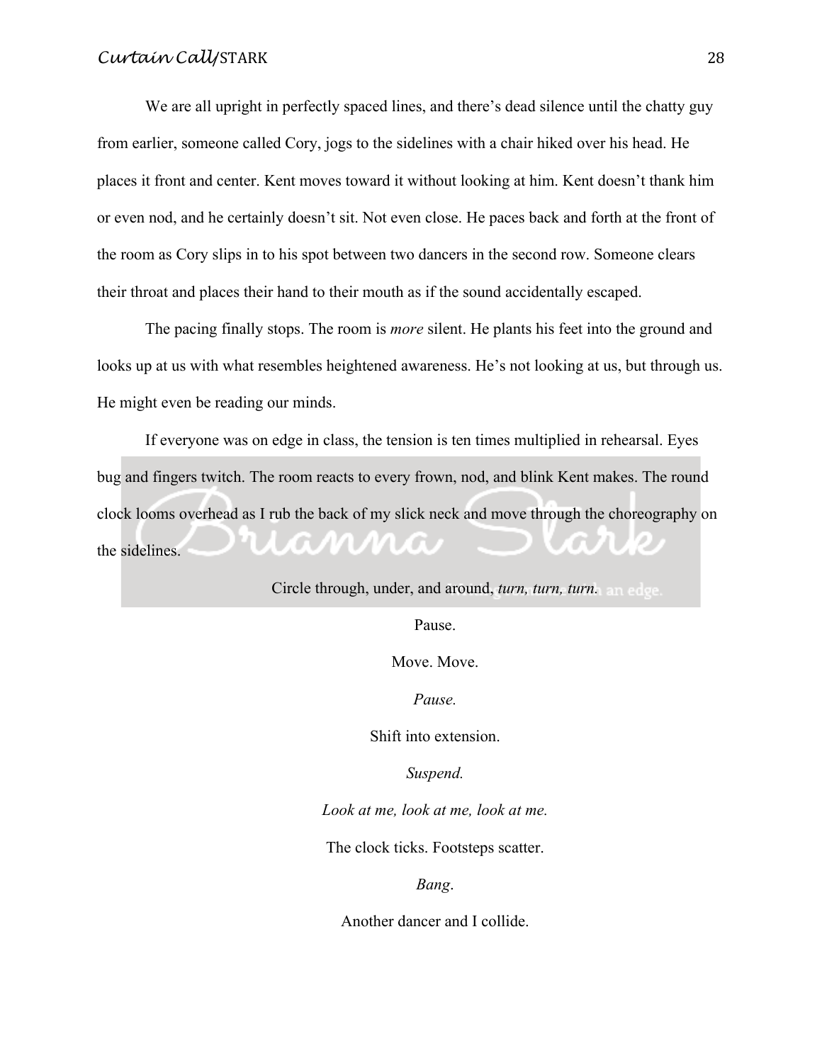We are all upright in perfectly spaced lines, and there's dead silence until the chatty guy from earlier, someone called Cory, jogs to the sidelines with a chair hiked over his head. He places it front and center. Kent moves toward it without looking at him. Kent doesn't thank him or even nod, and he certainly doesn't sit. Not even close. He paces back and forth at the front of the room as Cory slips in to his spot between two dancers in the second row. Someone clears their throat and places their hand to their mouth as if the sound accidentally escaped.

The pacing finally stops. The room is *more* silent. He plants his feet into the ground and looks up at us with what resembles heightened awareness. He's not looking at us, but through us. He might even be reading our minds.

If everyone was on edge in class, the tension is ten times multiplied in rehearsal. Eyes bug and fingers twitch. The room reacts to every frown, nod, and blink Kent makes. The round clock looms overhead as I rub the back of my slick neck and move through the choreography on the sidelines.

Circle through, under, and around, *turn, turn, turn.*

Pause.

Move. Move.

*Pause.*

Shift into extension.

*Suspend.*

*Look at me, look at me, look at me.*

The clock ticks. Footsteps scatter.

*Bang*.

Another dancer and I collide.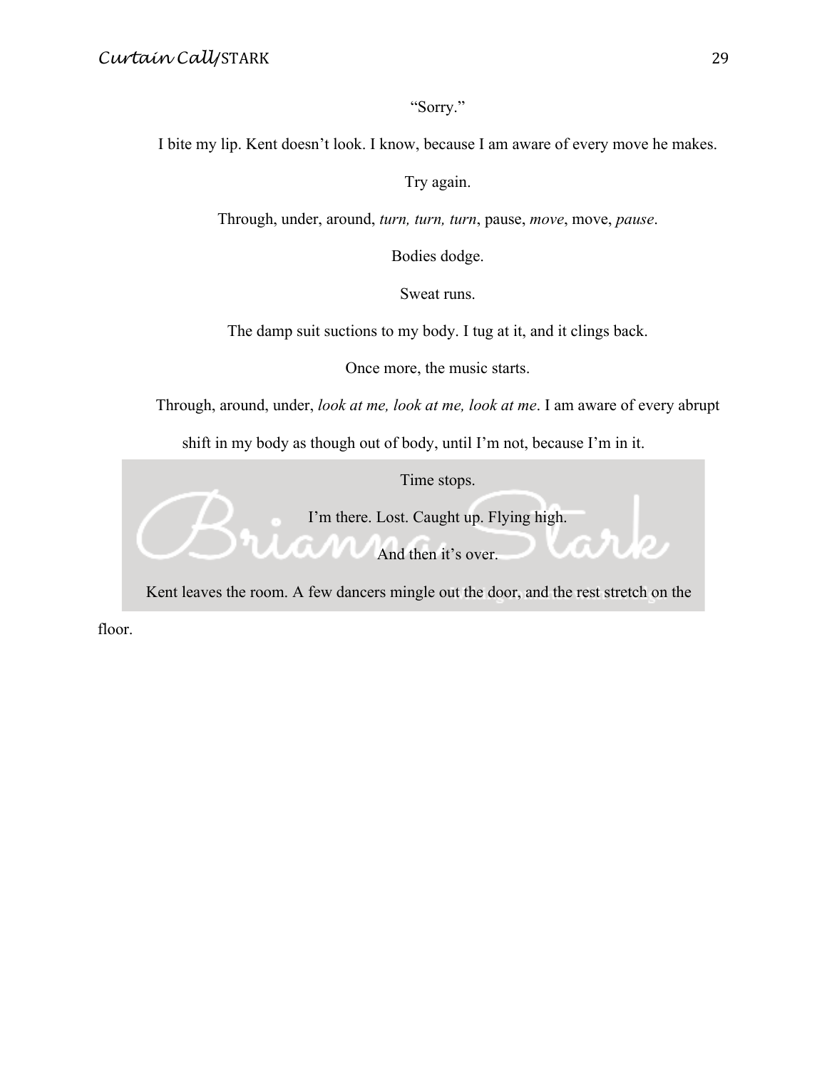"Sorry."

I bite my lip. Kent doesn't look. I know, because I am aware of every move he makes.

Try again.

Through, under, around, *turn, turn, turn*, pause, *move*, move, *pause*.

Bodies dodge.

Sweat runs.

The damp suit suctions to my body. I tug at it, and it clings back.

Once more, the music starts.

Through, around, under, *look at me, look at me, look at me*. I am aware of every abrupt shift in my body as though out of body, until I'm not, because I'm in it.

Time stops.

I'm there. Lost. Caught up. Flying high.

And then it's over.

Kent leaves the room. A few dancers mingle out the door, and the rest stretch on the floor.